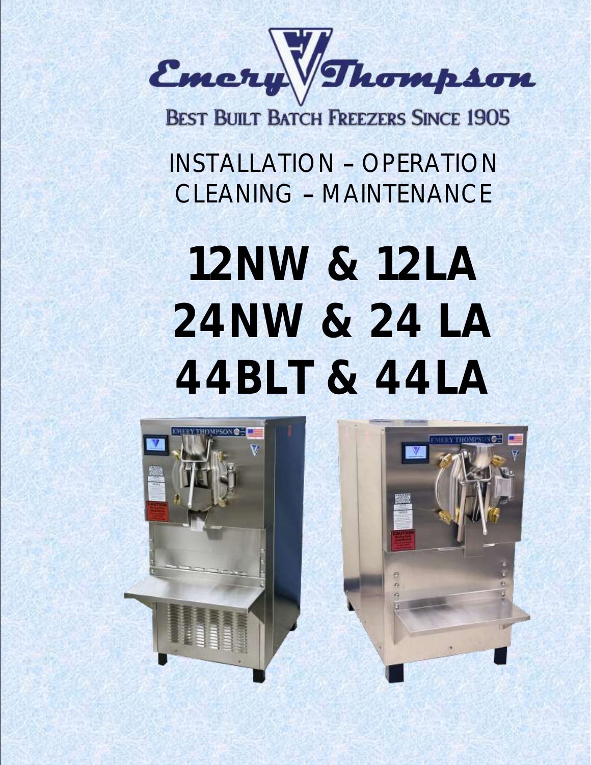# Emery Thompson

BEST BUILT BATCH FREEZERS SINCE 1905

INSTALLATION – OPERATION
CLEANING – MAINTENANCE

# 12NW & 12LA
# 24NW & 24 LA
# 44BLT & 44LA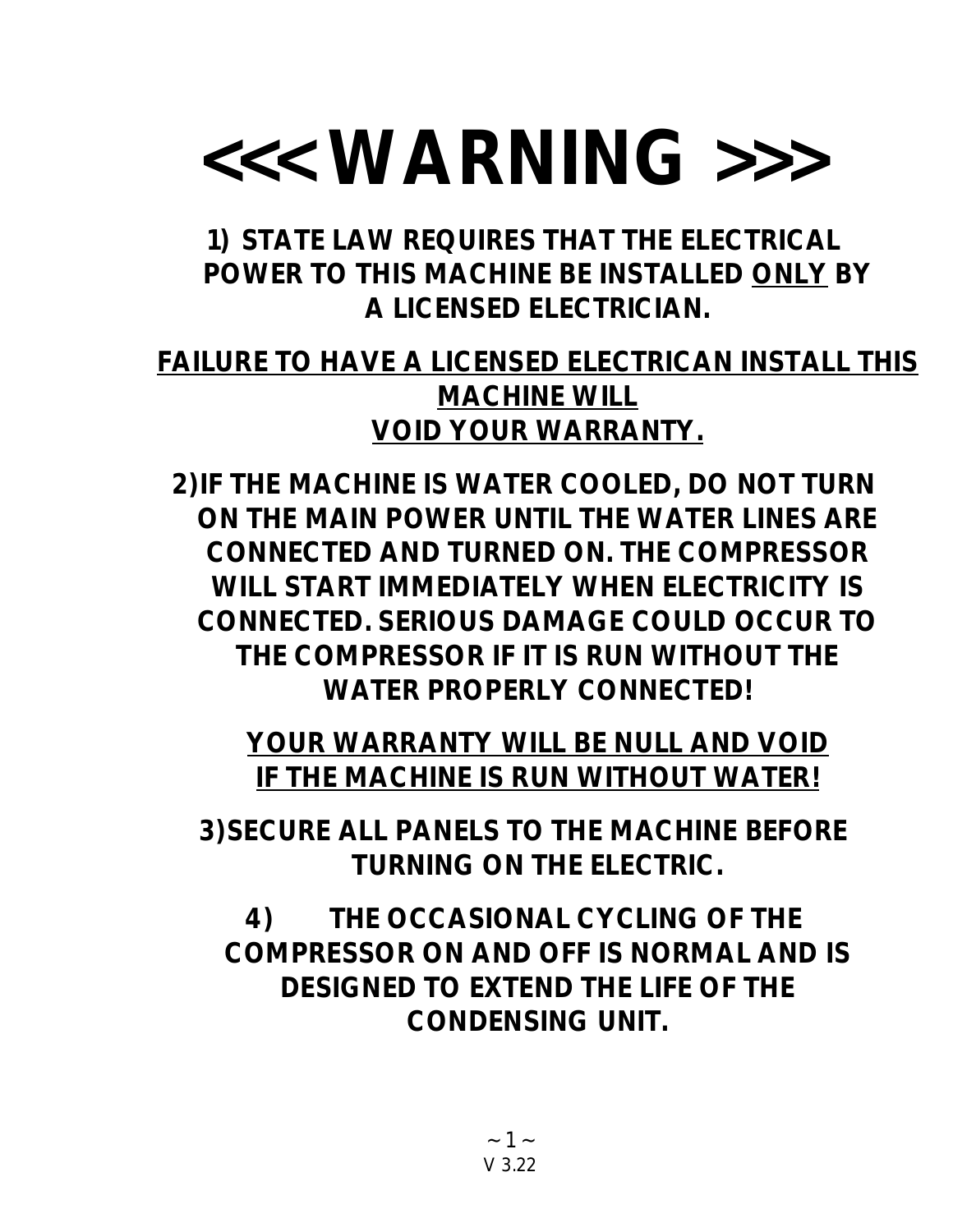# <<< WARNING >>>

**1) STATE LAW REQUIRES THAT THE ELECTRICAL POWER TO THIS MACHINE BE INSTALLED <u>ONLY</u> BY A LICENSED ELECTRICIAN.**

**<u>FAILURE TO HAVE A LICENSED ELECTRICAN INSTALL THIS MACHINE WILL VOID YOUR WARRANTY.</u>**

**2)IF THE MACHINE IS WATER COOLED, DO NOT TURN ON THE MAIN POWER UNTIL THE WATER LINES ARE CONNECTED AND TURNED ON. THE COMPRESSOR WILL START IMMEDIATELY WHEN ELECTRICITY IS CONNECTED. SERIOUS DAMAGE COULD OCCUR TO THE COMPRESSOR IF IT IS RUN WITHOUT THE WATER PROPERLY CONNECTED!**

**<u>YOUR WARRANTY WILL BE NULL AND VOID IF THE MACHINE IS RUN WITHOUT WATER!</u>**

**3)SECURE ALL PANELS TO THE MACHINE BEFORE TURNING ON THE ELECTRIC.**

**4) THE OCCASIONAL CYCLING OF THE COMPRESSOR ON AND OFF IS NORMAL AND IS DESIGNED TO EXTEND THE LIFE OF THE CONDENSING UNIT.**

V 3.22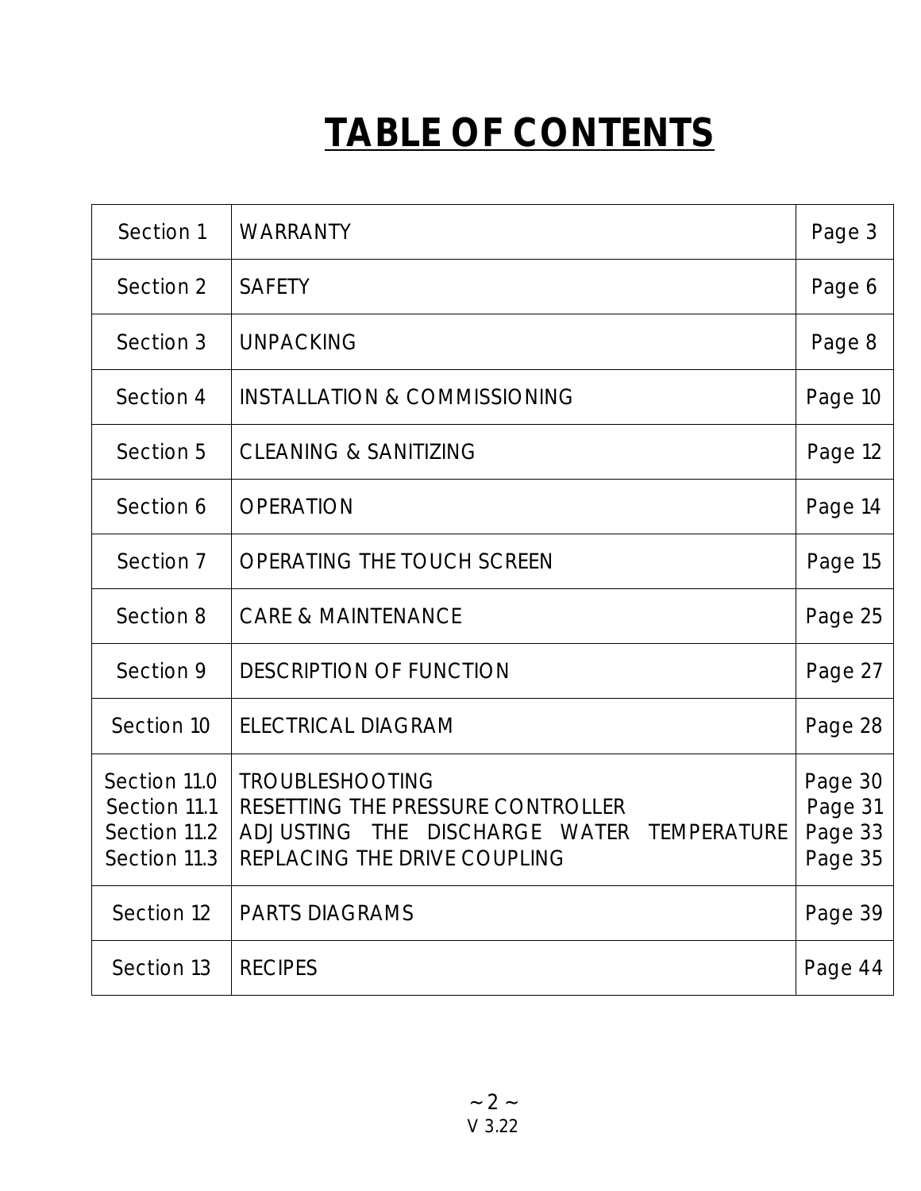# TABLE OF CONTENTS

| | | |
|---|---|---|
| Section 1 | WARRANTY | Page 3 |
| Section 2 | SAFETY | Page 6 |
| Section 3 | UNPACKING | Page 8 |
| Section 4 | INSTALLATION & COMMISSIONING | Page 10 |
| Section 5 | CLEANING & SANITIZING | Page 12 |
| Section 6 | OPERATION | Page 14 |
| Section 7 | OPERATING THE TOUCH SCREEN | Page 15 |
| Section 8 | CARE & MAINTENANCE | Page 25 |
| Section 9 | DESCRIPTION OF FUNCTION | Page 27 |
| Section 10 | ELECTRICAL DIAGRAM | Page 28 |
| Section 11.0<br>Section 11.1<br>Section 11.2<br>Section 11.3 | TROUBLESHOOTING<br>RESETTING THE PRESSURE CONTROLLER<br>ADJUSTING THE DISCHARGE WATER TEMPERATURE<br>REPLACING THE DRIVE COUPLING | Page 30<br>Page 31<br>Page 33<br>Page 35 |
| Section 12 | PARTS DIAGRAMS | Page 39 |
| Section 13 | RECIPES | Page 44 |

V 3.22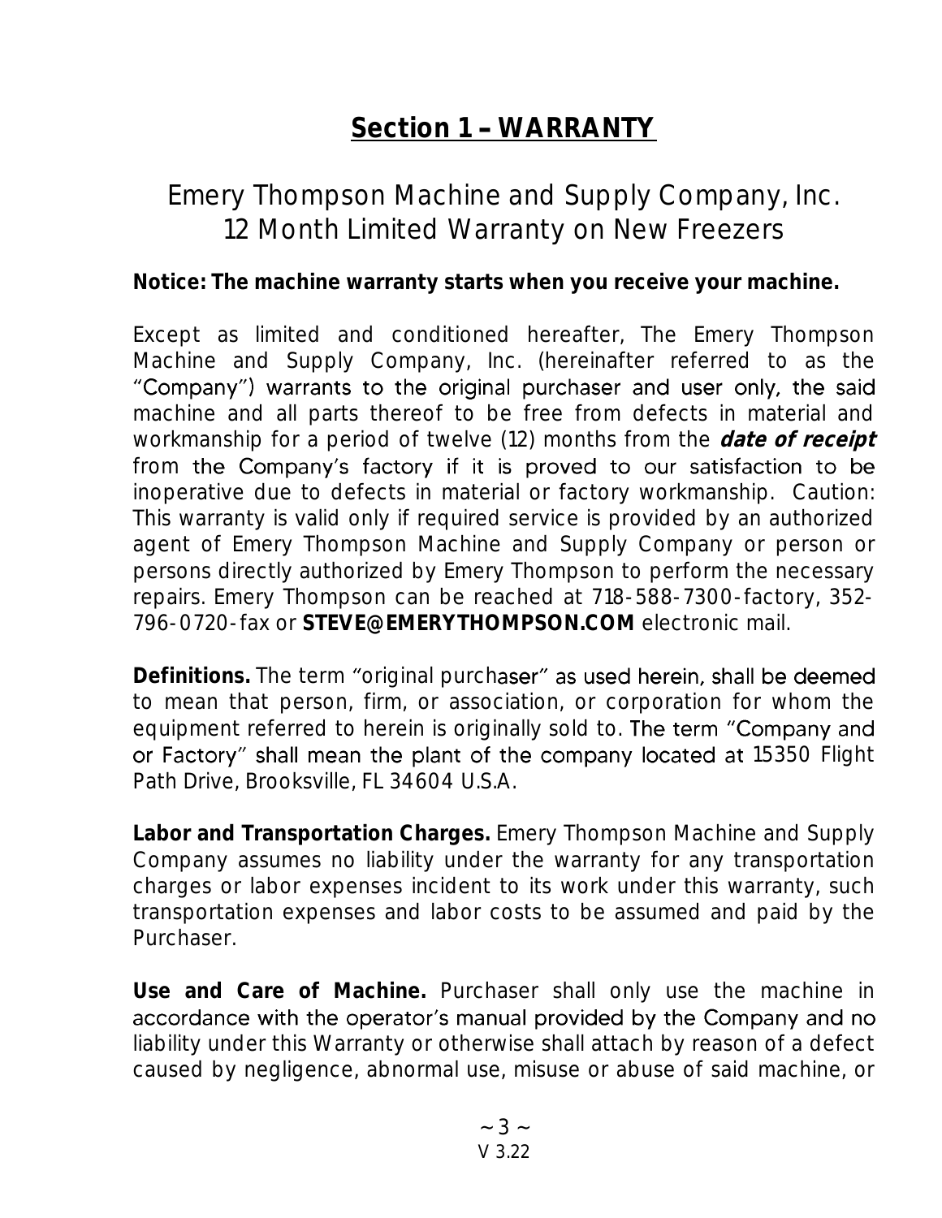## <u>Section 1 – WARRANTY</u>

### Emery Thompson Machine and Supply Company, Inc.
### 12 Month Limited Warranty on New Freezers

**Notice: The machine warranty starts when you receive your machine.**

Except as limited and conditioned hereafter, The Emery Thompson Machine and Supply Company, Inc. (hereinafter referred to as the "Company") warrants to the original purchaser and user only, the said machine and all parts thereof to be free from defects in material and workmanship for a period of twelve (12) months from the ***date of receipt*** from the Company's factory if it is proved to our satisfaction to be inoperative due to defects in material or factory workmanship. Caution: This warranty is valid only if required service is provided by an authorized agent of Emery Thompson Machine and Supply Company or person or persons directly authorized by Emery Thompson to perform the necessary repairs. Emery Thompson can be reached at 718-588-7300-factory, 352-796-0720-fax or **STEVE@EMERYTHOMPSON.COM** electronic mail.

**Definitions.** The term "original purchaser" as used herein, shall be deemed to mean that person, firm, or association, or corporation for whom the equipment referred to herein is originally sold to. The term "Company and or Factory" shall mean the plant of the company located at 15350 Flight Path Drive, Brooksville, FL 34604 U.S.A.

**Labor and Transportation Charges.** Emery Thompson Machine and Supply Company assumes no liability under the warranty for any transportation charges or labor expenses incident to its work under this warranty, such transportation expenses and labor costs to be assumed and paid by the Purchaser.

**Use and Care of Machine.** Purchaser shall only use the machine in accordance with the operator's manual provided by the Company and no liability under this Warranty or otherwise shall attach by reason of a defect caused by negligence, abnormal use, misuse or abuse of said machine, or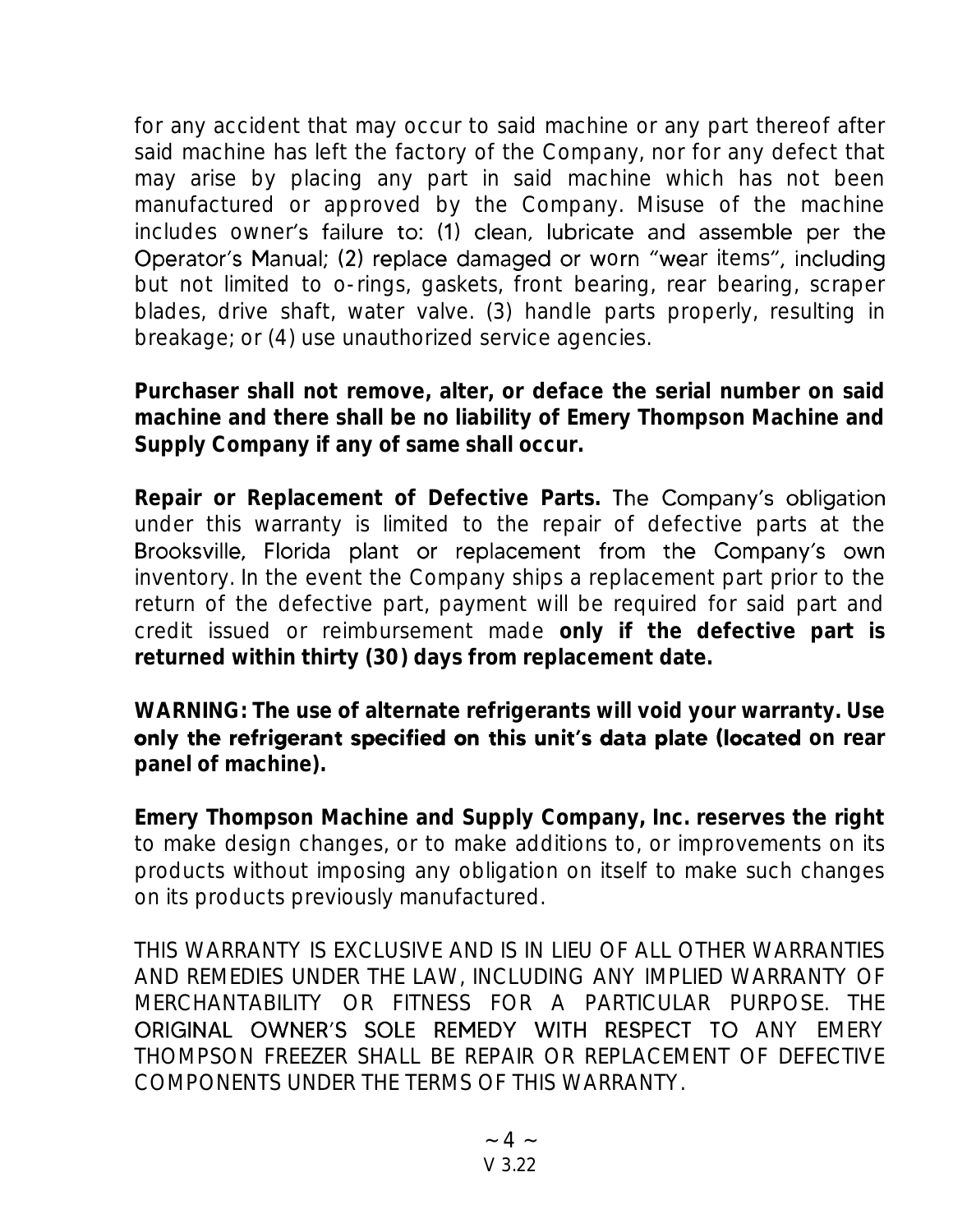for any accident that may occur to said machine or any part thereof after said machine has left the factory of the Company, nor for any defect that may arise by placing any part in said machine which has not been manufactured or approved by the Company. Misuse of the machine includes owner's failure to: (1) clean, lubricate and assemble per the Operator's Manual; (2) replace damaged or worn "wear items", including but not limited to o-rings, gaskets, front bearing, rear bearing, scraper blades, drive shaft, water valve. (3) handle parts properly, resulting in breakage; or (4) use unauthorized service agencies.

**Purchaser shall not remove, alter, or deface the serial number on said machine and there shall be no liability of Emery Thompson Machine and Supply Company if any of same shall occur.**

**Repair or Replacement of Defective Parts.** The Company's obligation under this warranty is limited to the repair of defective parts at the Brooksville, Florida plant or replacement from the Company's own inventory. In the event the Company ships a replacement part prior to the return of the defective part, payment will be required for said part and credit issued or reimbursement made **only if the defective part is returned within thirty (30) days from replacement date.**

**WARNING: The use of alternate refrigerants will void your warranty. Use only the refrigerant specified on this unit's data plate (located on rear panel of machine).**

**Emery Thompson Machine and Supply Company, Inc. reserves the right** to make design changes, or to make additions to, or improvements on its products without imposing any obligation on itself to make such changes on its products previously manufactured.

THIS WARRANTY IS EXCLUSIVE AND IS IN LIEU OF ALL OTHER WARRANTIES AND REMEDIES UNDER THE LAW, INCLUDING ANY IMPLIED WARRANTY OF MERCHANTABILITY OR FITNESS FOR A PARTICULAR PURPOSE. THE ORIGINAL OWNER'S SOLE REMEDY WITH RESPECT TO ANY EMERY THOMPSON FREEZER SHALL BE REPAIR OR REPLACEMENT OF DEFECTIVE COMPONENTS UNDER THE TERMS OF THIS WARRANTY.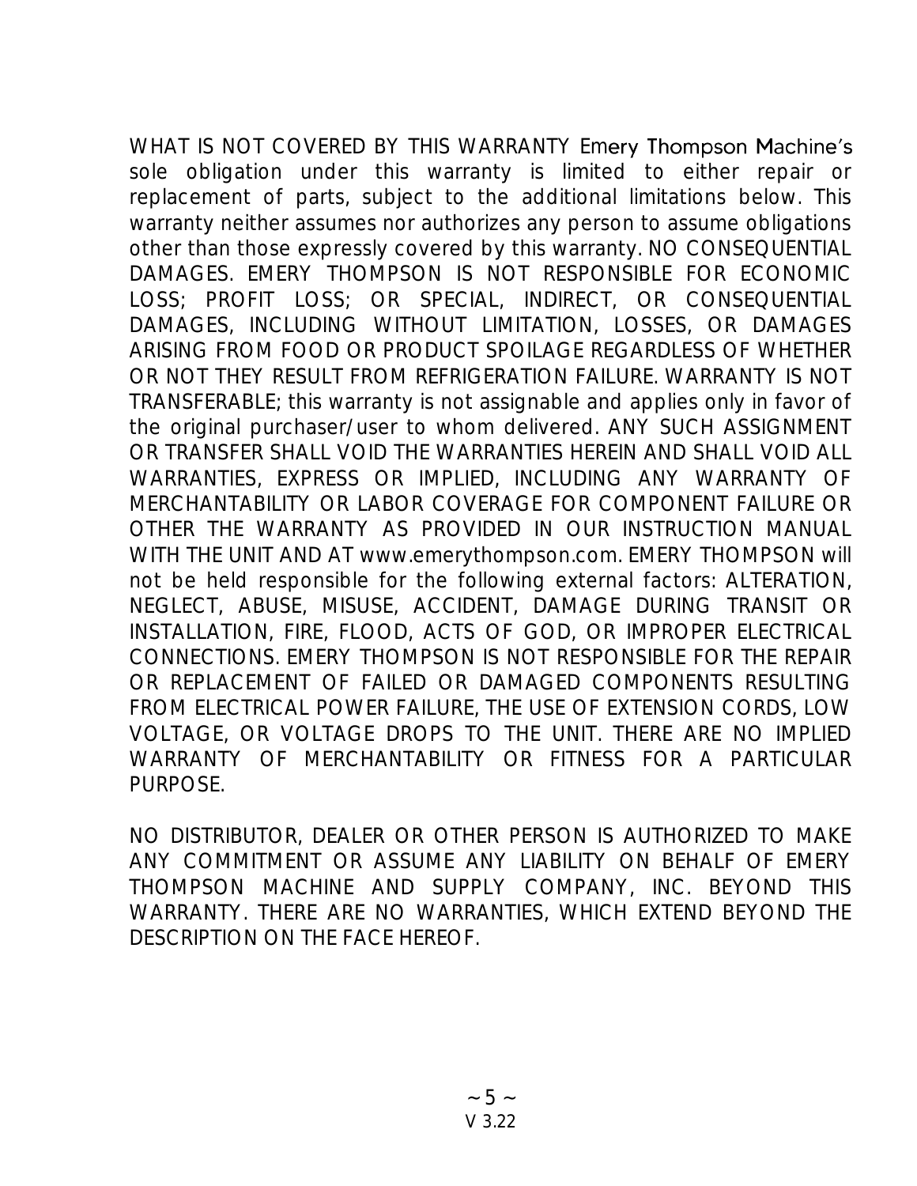WHAT IS NOT COVERED BY THIS WARRANTY Emery Thompson Machine's sole obligation under this warranty is limited to either repair or replacement of parts, subject to the additional limitations below. This warranty neither assumes nor authorizes any person to assume obligations other than those expressly covered by this warranty. NO CONSEQUENTIAL DAMAGES. EMERY THOMPSON IS NOT RESPONSIBLE FOR ECONOMIC LOSS; PROFIT LOSS; OR SPECIAL, INDIRECT, OR CONSEQUENTIAL DAMAGES, INCLUDING WITHOUT LIMITATION, LOSSES, OR DAMAGES ARISING FROM FOOD OR PRODUCT SPOILAGE REGARDLESS OF WHETHER OR NOT THEY RESULT FROM REFRIGERATION FAILURE. WARRANTY IS NOT TRANSFERABLE; this warranty is not assignable and applies only in favor of the original purchaser/user to whom delivered. ANY SUCH ASSIGNMENT OR TRANSFER SHALL VOID THE WARRANTIES HEREIN AND SHALL VOID ALL WARRANTIES, EXPRESS OR IMPLIED, INCLUDING ANY WARRANTY OF MERCHANTABILITY OR LABOR COVERAGE FOR COMPONENT FAILURE OR OTHER THE WARRANTY AS PROVIDED IN OUR INSTRUCTION MANUAL WITH THE UNIT AND AT www.emerythompson.com. EMERY THOMPSON will not be held responsible for the following external factors: ALTERATION, NEGLECT, ABUSE, MISUSE, ACCIDENT, DAMAGE DURING TRANSIT OR INSTALLATION, FIRE, FLOOD, ACTS OF GOD, OR IMPROPER ELECTRICAL CONNECTIONS. EMERY THOMPSON IS NOT RESPONSIBLE FOR THE REPAIR OR REPLACEMENT OF FAILED OR DAMAGED COMPONENTS RESULTING FROM ELECTRICAL POWER FAILURE, THE USE OF EXTENSION CORDS, LOW VOLTAGE, OR VOLTAGE DROPS TO THE UNIT. THERE ARE NO IMPLIED WARRANTY OF MERCHANTABILITY OR FITNESS FOR A PARTICULAR PURPOSE.

NO DISTRIBUTOR, DEALER OR OTHER PERSON IS AUTHORIZED TO MAKE ANY COMMITMENT OR ASSUME ANY LIABILITY ON BEHALF OF EMERY THOMPSON MACHINE AND SUPPLY COMPANY, INC. BEYOND THIS WARRANTY. THERE ARE NO WARRANTIES, WHICH EXTEND BEYOND THE DESCRIPTION ON THE FACE HEREOF.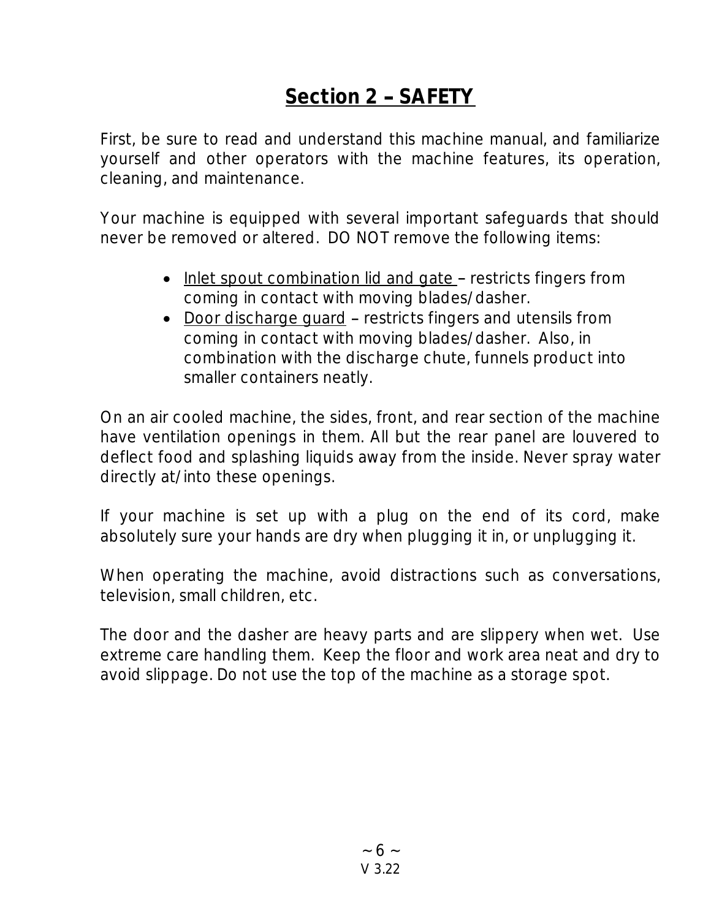## Section 2 – SAFETY

First, be sure to read and understand this machine manual, and familiarize yourself and other operators with the machine features, its operation, cleaning, and maintenance.

Your machine is equipped with several important safeguards that should never be removed or altered. DO NOT remove the following items:

- Inlet spout combination lid and gate – restricts fingers from coming in contact with moving blades/dasher.
- Door discharge guard – restricts fingers and utensils from coming in contact with moving blades/dasher. Also, in combination with the discharge chute, funnels product into smaller containers neatly.

On an air cooled machine, the sides, front, and rear section of the machine have ventilation openings in them. All but the rear panel are louvered to deflect food and splashing liquids away from the inside. Never spray water directly at/into these openings.

If your machine is set up with a plug on the end of its cord, make absolutely sure your hands are dry when plugging it in, or unplugging it.

When operating the machine, avoid distractions such as conversations, television, small children, etc.

The door and the dasher are heavy parts and are slippery when wet. Use extreme care handling them. Keep the floor and work area neat and dry to avoid slippage. Do not use the top of the machine as a storage spot.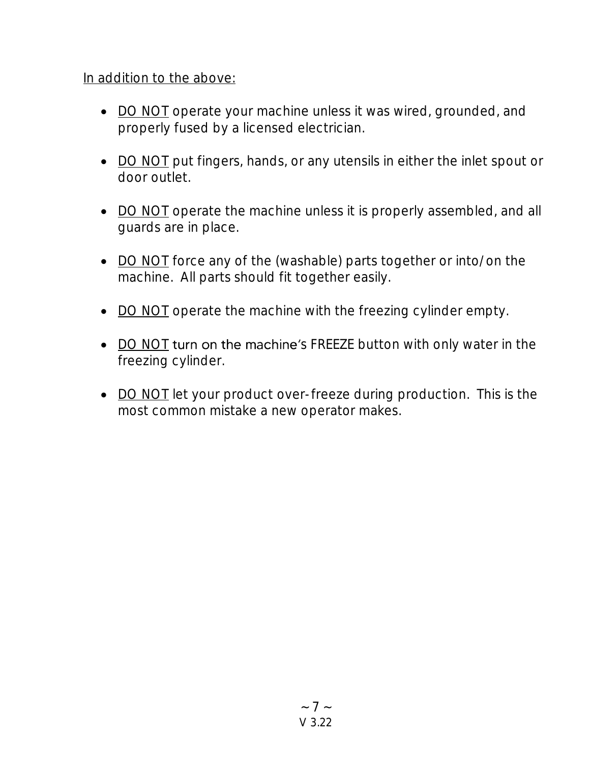In addition to the above:

- DO NOT operate your machine unless it was wired, grounded, and properly fused by a licensed electrician.

- DO NOT put fingers, hands, or any utensils in either the inlet spout or door outlet.

- DO NOT operate the machine unless it is properly assembled, and all guards are in place.

- DO NOT force any of the (washable) parts together or into/on the machine. All parts should fit together easily.

- DO NOT operate the machine with the freezing cylinder empty.

- DO NOT turn on the machine's FREEZE button with only water in the freezing cylinder.

- DO NOT let your product over-freeze during production. This is the most common mistake a new operator makes.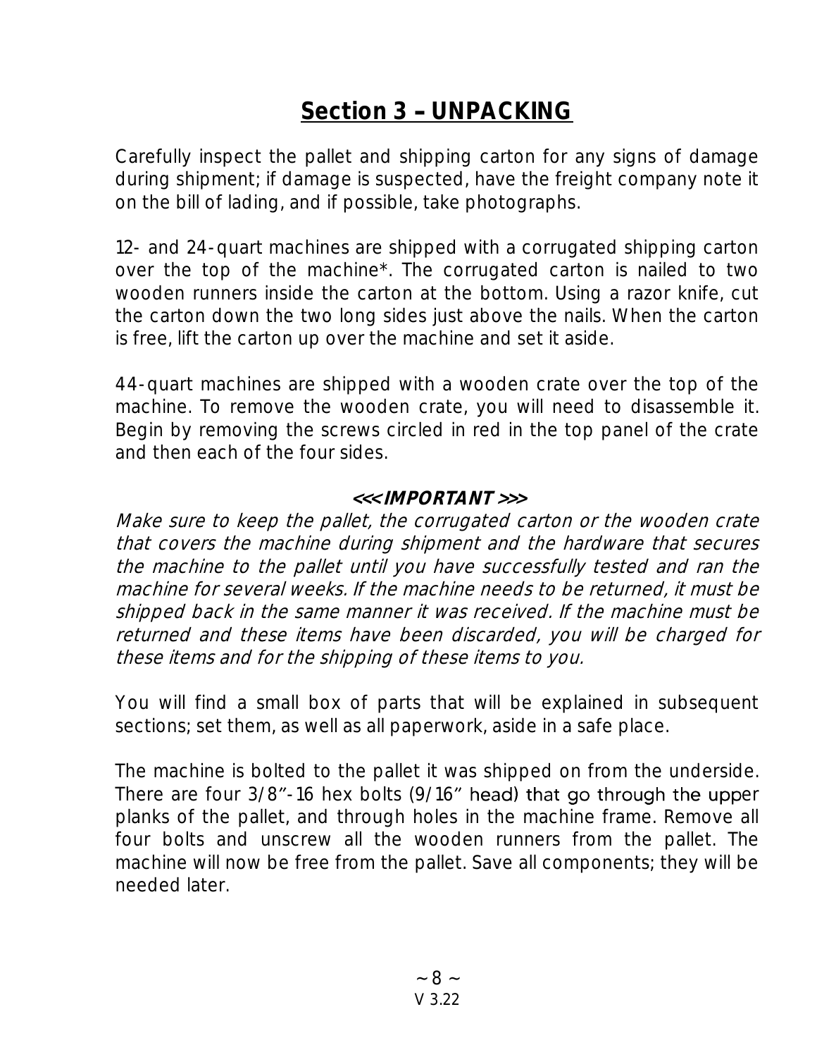## Section 3 – UNPACKING

Carefully inspect the pallet and shipping carton for any signs of damage during shipment; if damage is suspected, have the freight company note it on the bill of lading, and if possible, take photographs.

12- and 24-quart machines are shipped with a corrugated shipping carton over the top of the machine*. The corrugated carton is nailed to two wooden runners inside the carton at the bottom. Using a razor knife, cut the carton down the two long sides just above the nails. When the carton is free, lift the carton up over the machine and set it aside.

44-quart machines are shipped with a wooden crate over the top of the machine. To remove the wooden crate, you will need to disassemble it. Begin by removing the screws circled in red in the top panel of the crate and then each of the four sides.

**<<< IMPORTANT >>>**

*Make sure to keep the pallet, the corrugated carton or the wooden crate that covers the machine during shipment and the hardware that secures the machine to the pallet until you have successfully tested and ran the machine for several weeks. If the machine needs to be returned, it must be shipped back in the same manner it was received. If the machine must be returned and these items have been discarded, you will be charged for these items and for the shipping of these items to you.*

You will find a small box of parts that will be explained in subsequent sections; set them, as well as all paperwork, aside in a safe place.

The machine is bolted to the pallet it was shipped on from the underside. There are four 3/8"-16 hex bolts (9/16" head) that go through the upper planks of the pallet, and through holes in the machine frame. Remove all four bolts and unscrew all the wooden runners from the pallet. The machine will now be free from the pallet. Save all components; they will be needed later.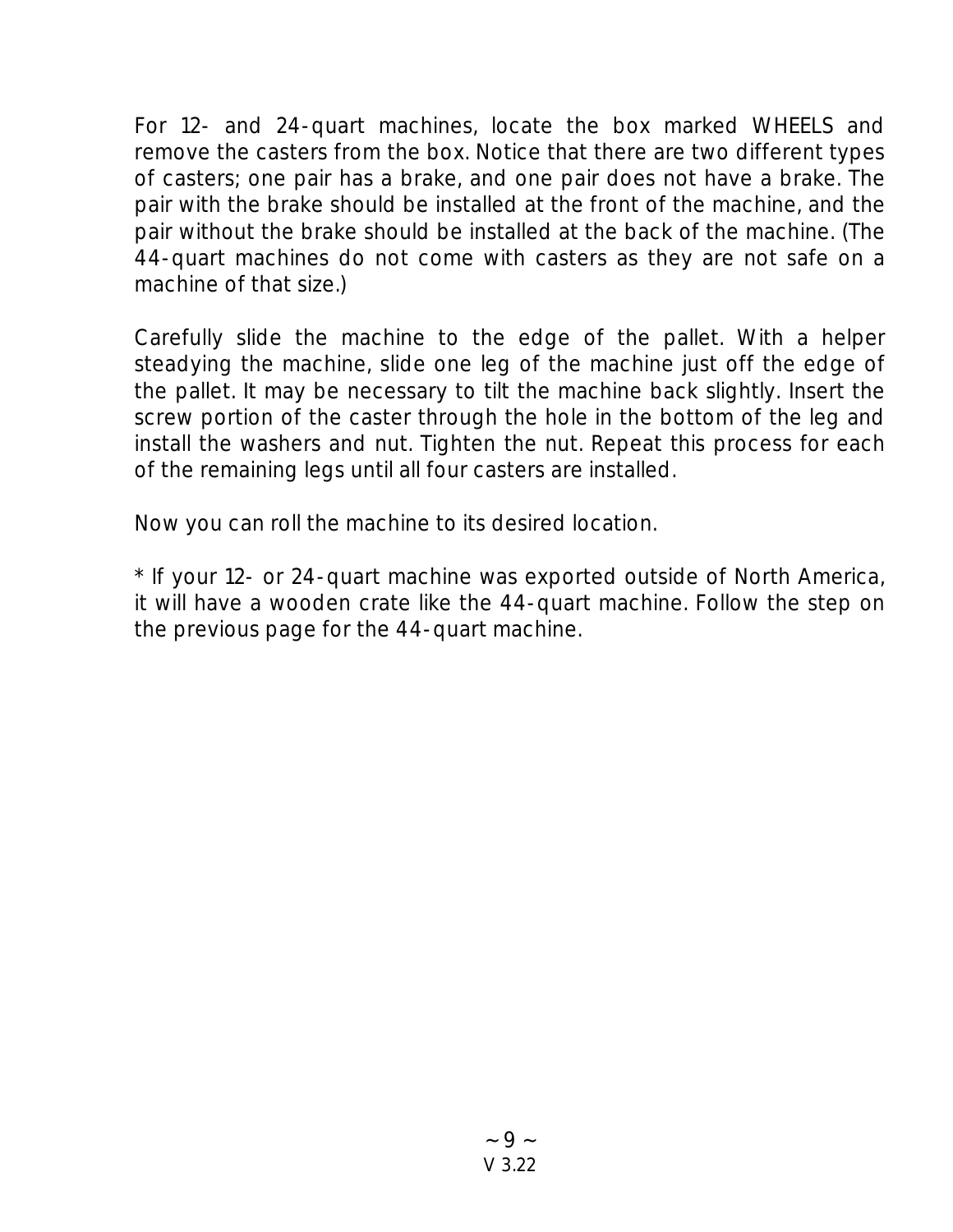For 12- and 24-quart machines, locate the box marked WHEELS and remove the casters from the box. Notice that there are two different types of casters; one pair has a brake, and one pair does not have a brake. The pair with the brake should be installed at the front of the machine, and the pair without the brake should be installed at the back of the machine. (The 44-quart machines do not come with casters as they are not safe on a machine of that size.)

Carefully slide the machine to the edge of the pallet. With a helper steadying the machine, slide one leg of the machine just off the edge of the pallet. It may be necessary to tilt the machine back slightly. Insert the screw portion of the caster through the hole in the bottom of the leg and install the washers and nut. Tighten the nut. Repeat this process for each of the remaining legs until all four casters are installed.

Now you can roll the machine to its desired location.

* If your 12- or 24-quart machine was exported outside of North America, it will have a wooden crate like the 44-quart machine. Follow the step on the previous page for the 44-quart machine.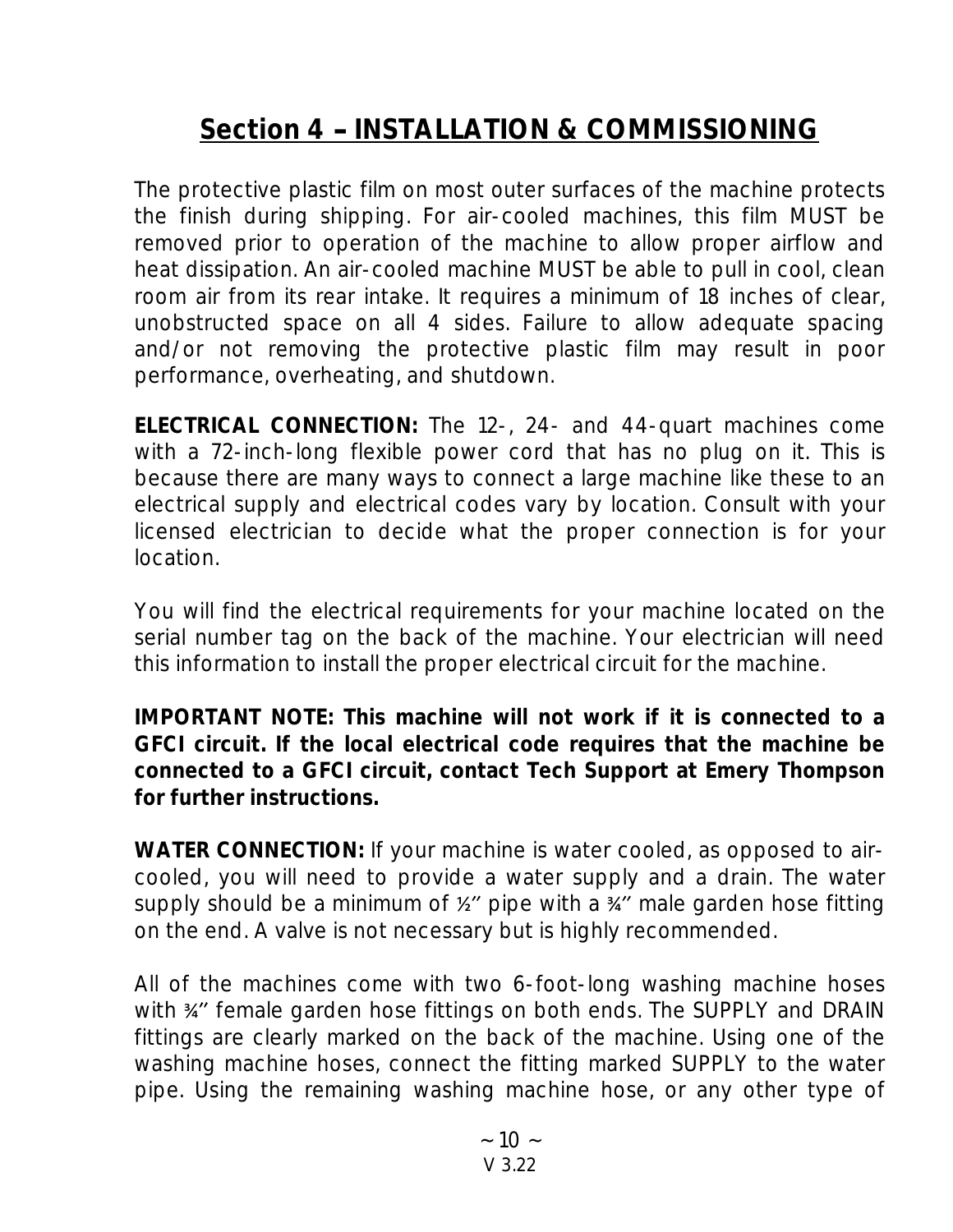## Section 4 – INSTALLATION & COMMISSIONING

The protective plastic film on most outer surfaces of the machine protects the finish during shipping. For air-cooled machines, this film MUST be removed prior to operation of the machine to allow proper airflow and heat dissipation. An air-cooled machine MUST be able to pull in cool, clean room air from its rear intake. It requires a minimum of 18 inches of clear, unobstructed space on all 4 sides. Failure to allow adequate spacing and/or not removing the protective plastic film may result in poor performance, overheating, and shutdown.

**ELECTRICAL CONNECTION:** The 12-, 24- and 44-quart machines come with a 72-inch-long flexible power cord that has no plug on it. This is because there are many ways to connect a large machine like these to an electrical supply and electrical codes vary by location. Consult with your licensed electrician to decide what the proper connection is for your location.

You will find the electrical requirements for your machine located on the serial number tag on the back of the machine. Your electrician will need this information to install the proper electrical circuit for the machine.

**IMPORTANT NOTE: This machine will not work if it is connected to a GFCI circuit. If the local electrical code requires that the machine be connected to a GFCI circuit, contact Tech Support at Emery Thompson for further instructions.**

**WATER CONNECTION:** If your machine is water cooled, as opposed to air-cooled, you will need to provide a water supply and a drain. The water supply should be a minimum of ½" pipe with a ¾" male garden hose fitting on the end. A valve is not necessary but is highly recommended.

All of the machines come with two 6-foot-long washing machine hoses with ¾" female garden hose fittings on both ends. The SUPPLY and DRAIN fittings are clearly marked on the back of the machine. Using one of the washing machine hoses, connect the fitting marked SUPPLY to the water pipe. Using the remaining washing machine hose, or any other type of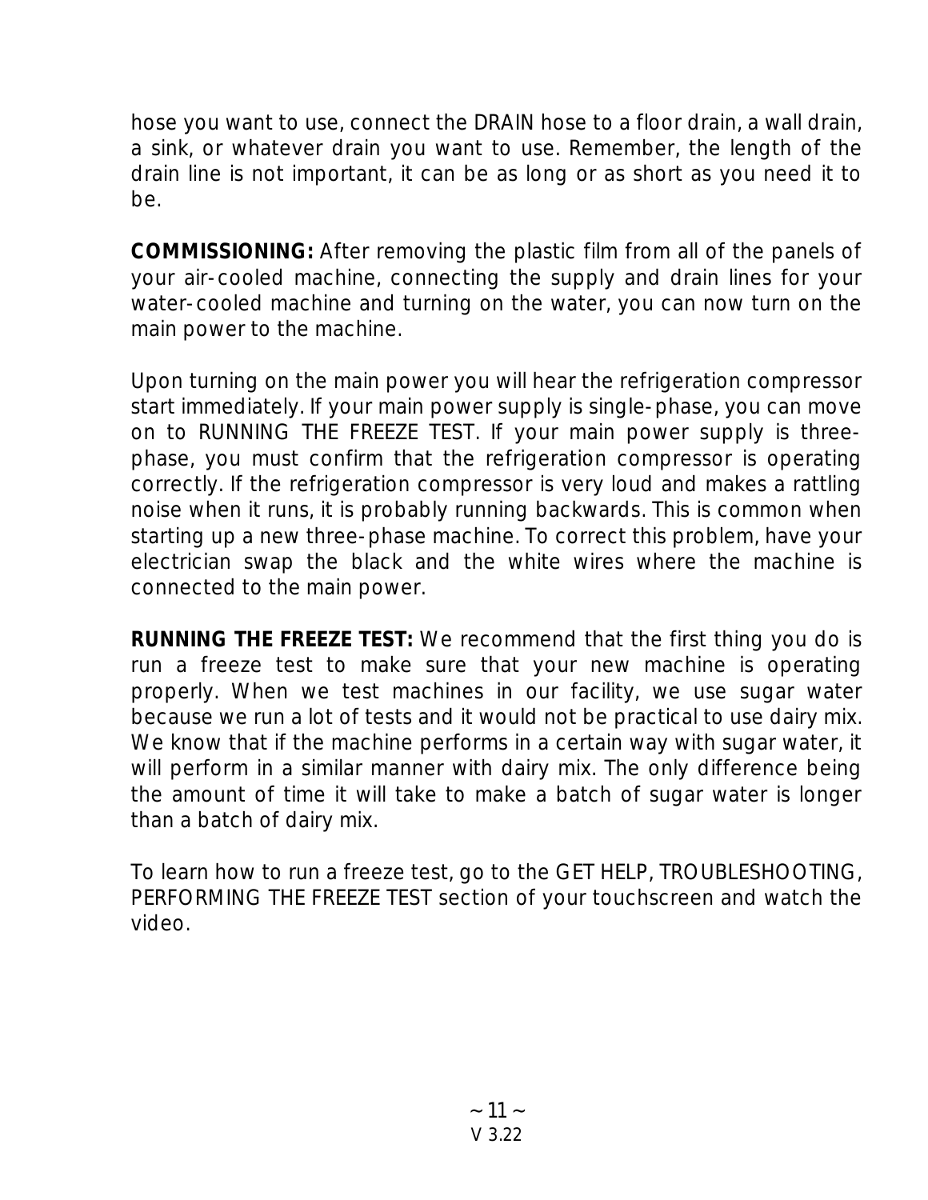hose you want to use, connect the DRAIN hose to a floor drain, a wall drain, a sink, or whatever drain you want to use. Remember, the length of the drain line is not important, it can be as long or as short as you need it to be.

**COMMISSIONING:** After removing the plastic film from all of the panels of your air-cooled machine, connecting the supply and drain lines for your water-cooled machine and turning on the water, you can now turn on the main power to the machine.

Upon turning on the main power you will hear the refrigeration compressor start immediately. If your main power supply is single-phase, you can move on to RUNNING THE FREEZE TEST. If your main power supply is three-phase, you must confirm that the refrigeration compressor is operating correctly. If the refrigeration compressor is very loud and makes a rattling noise when it runs, it is probably running backwards. This is common when starting up a new three-phase machine. To correct this problem, have your electrician swap the black and the white wires where the machine is connected to the main power.

**RUNNING THE FREEZE TEST:** We recommend that the first thing you do is run a freeze test to make sure that your new machine is operating properly. When we test machines in our facility, we use sugar water because we run a lot of tests and it would not be practical to use dairy mix. We know that if the machine performs in a certain way with sugar water, it will perform in a similar manner with dairy mix. The only difference being the amount of time it will take to make a batch of sugar water is longer than a batch of dairy mix.

To learn how to run a freeze test, go to the GET HELP, TROUBLESHOOTING, PERFORMING THE FREEZE TEST section of your touchscreen and watch the video.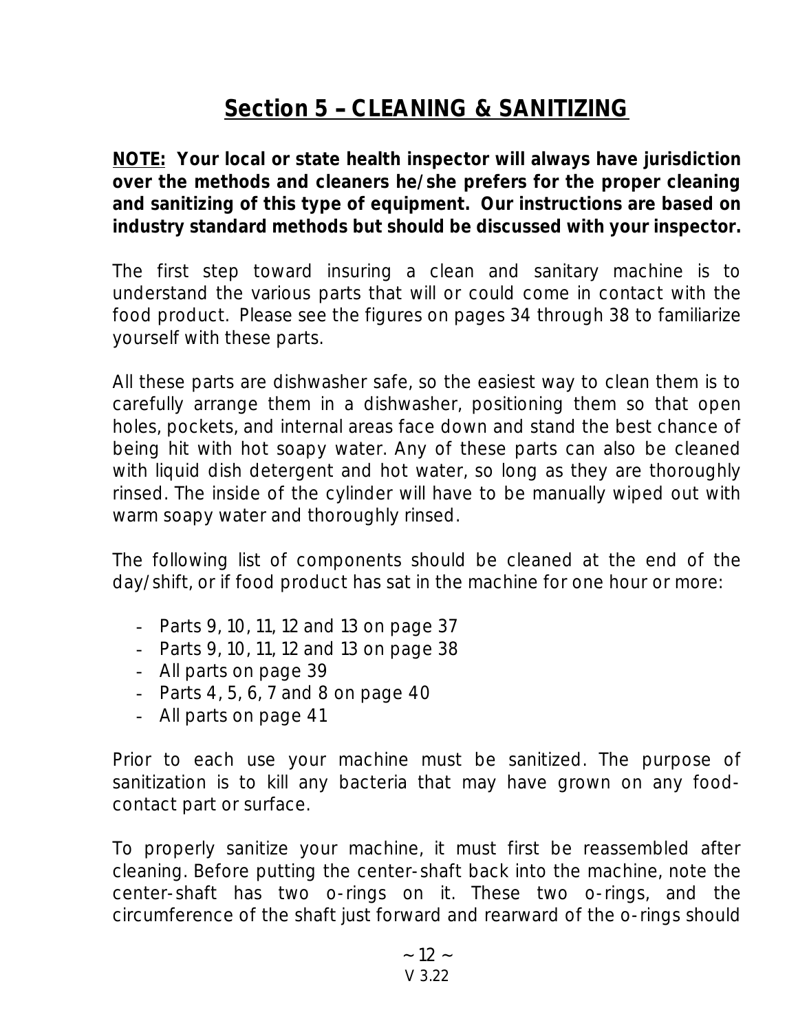## Section 5 – CLEANING & SANITIZING

**NOTE: Your local or state health inspector will always have jurisdiction over the methods and cleaners he/she prefers for the proper cleaning and sanitizing of this type of equipment. Our instructions are based on industry standard methods but should be discussed with your inspector.**

The first step toward insuring a clean and sanitary machine is to understand the various parts that will or could come in contact with the food product. Please see the figures on pages 34 through 38 to familiarize yourself with these parts.

All these parts are dishwasher safe, so the easiest way to clean them is to carefully arrange them in a dishwasher, positioning them so that open holes, pockets, and internal areas face down and stand the best chance of being hit with hot soapy water. Any of these parts can also be cleaned with liquid dish detergent and hot water, so long as they are thoroughly rinsed. The inside of the cylinder will have to be manually wiped out with warm soapy water and thoroughly rinsed.

The following list of components should be cleaned at the end of the day/shift, or if food product has sat in the machine for one hour or more:

- Parts 9, 10, 11, 12 and 13 on page 37
- Parts 9, 10, 11, 12 and 13 on page 38
- All parts on page 39
- Parts 4, 5, 6, 7 and 8 on page 40
- All parts on page 41

Prior to each use your machine must be sanitized. The purpose of sanitization is to kill any bacteria that may have grown on any food-contact part or surface.

To properly sanitize your machine, it must first be reassembled after cleaning. Before putting the center-shaft back into the machine, note the center-shaft has two o-rings on it. These two o-rings, and the circumference of the shaft just forward and rearward of the o-rings should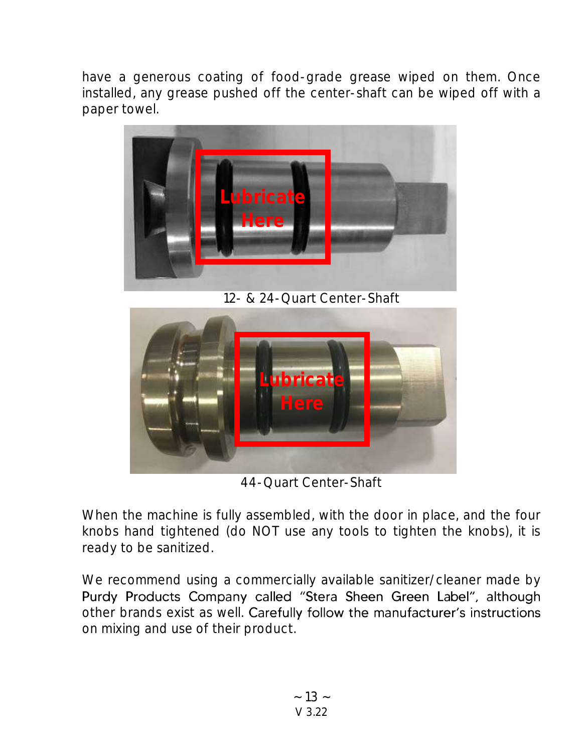have a generous coating of food-grade grease wiped on them. Once installed, any grease pushed off the center-shaft can be wiped off with a paper towel.

12- & 24-Quart Center-Shaft

44-Quart Center-Shaft

When the machine is fully assembled, with the door in place, and the four knobs hand tightened (do NOT use any tools to tighten the knobs), it is ready to be sanitized.

We recommend using a commercially available sanitizer/cleaner made by Purdy Products Company called "Stera Sheen Green Label", although other brands exist as well. Carefully follow the manufacturer's instructions on mixing and use of their product.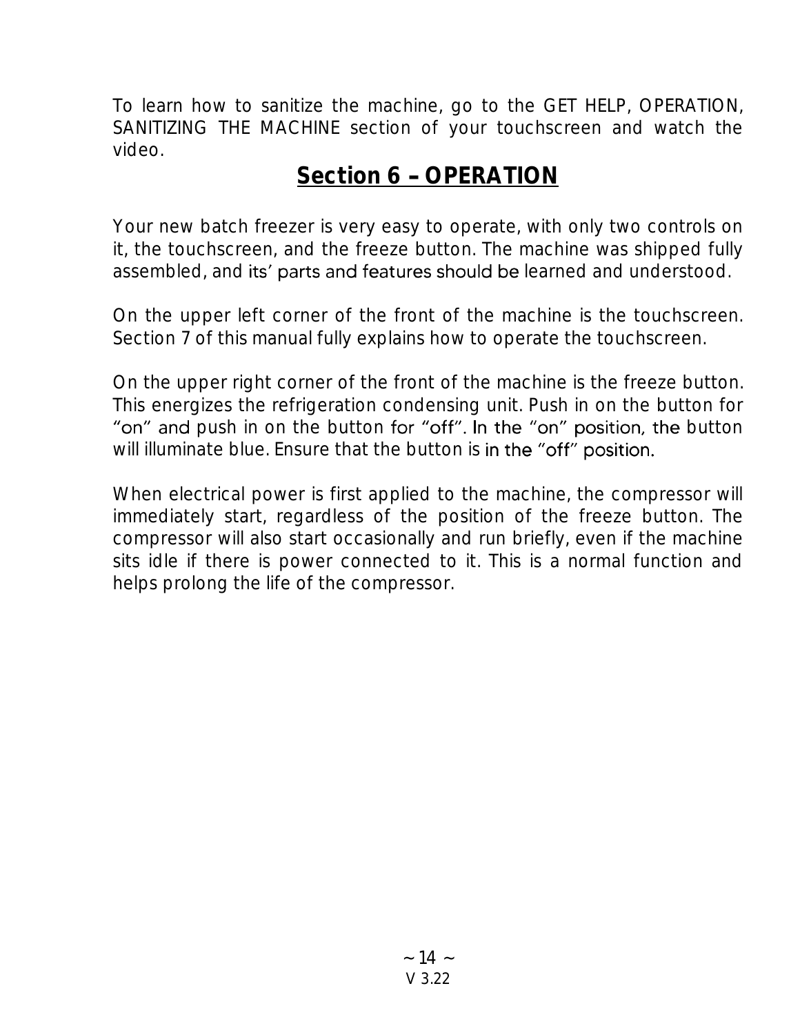To learn how to sanitize the machine, go to the GET HELP, OPERATION, SANITIZING THE MACHINE section of your touchscreen and watch the video.

## Section 6 – OPERATION

Your new batch freezer is very easy to operate, with only two controls on it, the touchscreen, and the freeze button. The machine was shipped fully assembled, and its' parts and features should be learned and understood.

On the upper left corner of the front of the machine is the touchscreen. Section 7 of this manual fully explains how to operate the touchscreen.

On the upper right corner of the front of the machine is the freeze button. This energizes the refrigeration condensing unit. Push in on the button for "on" and push in on the button for "off". In the "on" position, the button will illuminate blue. Ensure that the button is in the "off" position.

When electrical power is first applied to the machine, the compressor will immediately start, regardless of the position of the freeze button. The compressor will also start occasionally and run briefly, even if the machine sits idle if there is power connected to it. This is a normal function and helps prolong the life of the compressor.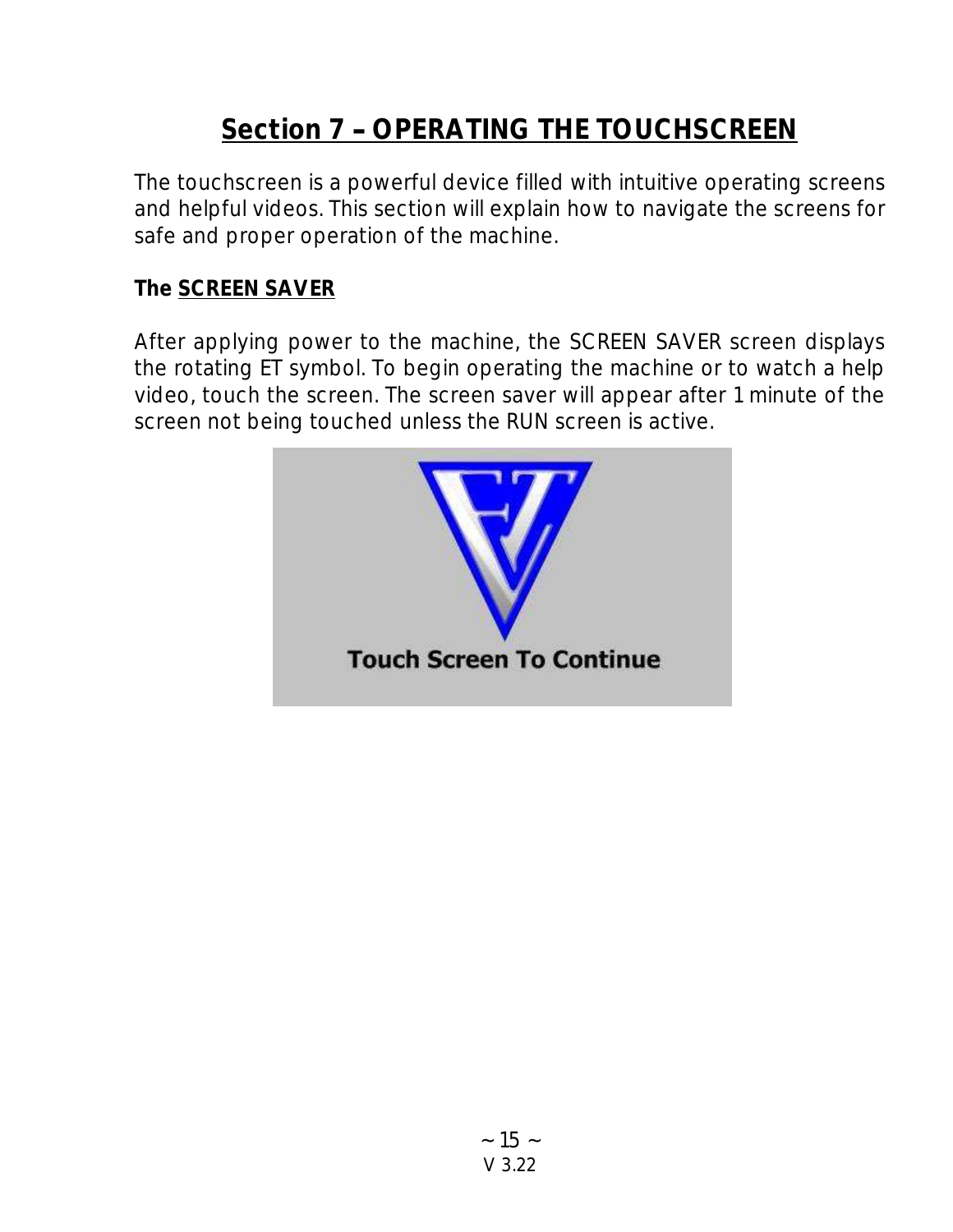# Section 7 – OPERATING THE TOUCHSCREEN

The touchscreen is a powerful device filled with intuitive operating screens and helpful videos. This section will explain how to navigate the screens for safe and proper operation of the machine.

**The SCREEN SAVER**

After applying power to the machine, the SCREEN SAVER screen displays the rotating ET symbol. To begin operating the machine or to watch a help video, touch the screen. The screen saver will appear after 1 minute of the screen not being touched unless the RUN screen is active.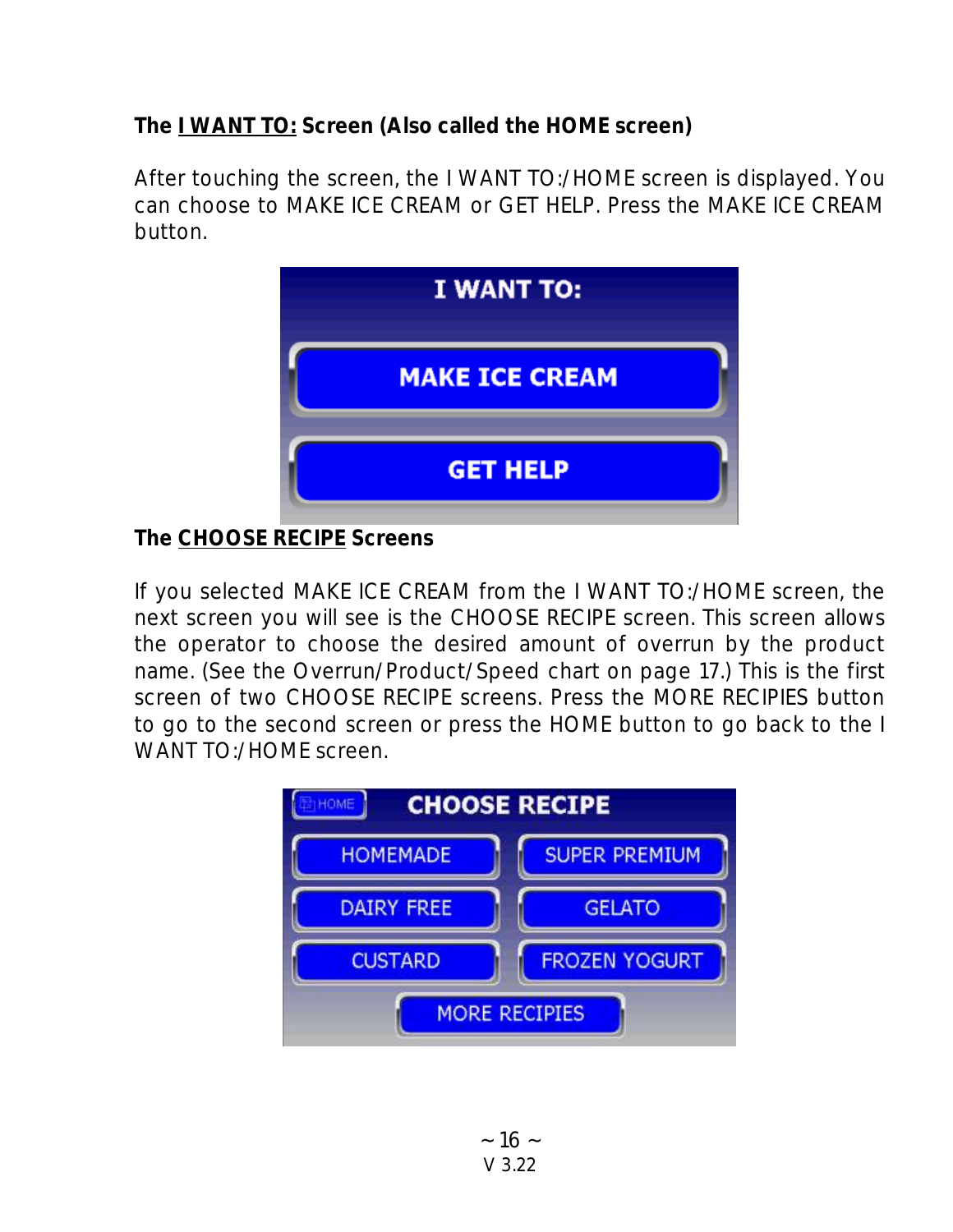**The <u>I WANT TO:</u> Screen (Also called the HOME screen)**

After touching the screen, the I WANT TO:/HOME screen is displayed. You can choose to MAKE ICE CREAM or GET HELP. Press the MAKE ICE CREAM button.

**The <u>CHOOSE RECIPE</u> Screens**

If you selected MAKE ICE CREAM from the I WANT TO:/HOME screen, the next screen you will see is the CHOOSE RECIPE screen. This screen allows the operator to choose the desired amount of overrun by the product name. (See the Overrun/Product/Speed chart on page 17.) This is the first screen of two CHOOSE RECIPE screens. Press the MORE RECIPIES button to go to the second screen or press the HOME button to go back to the I WANT TO:/HOME screen.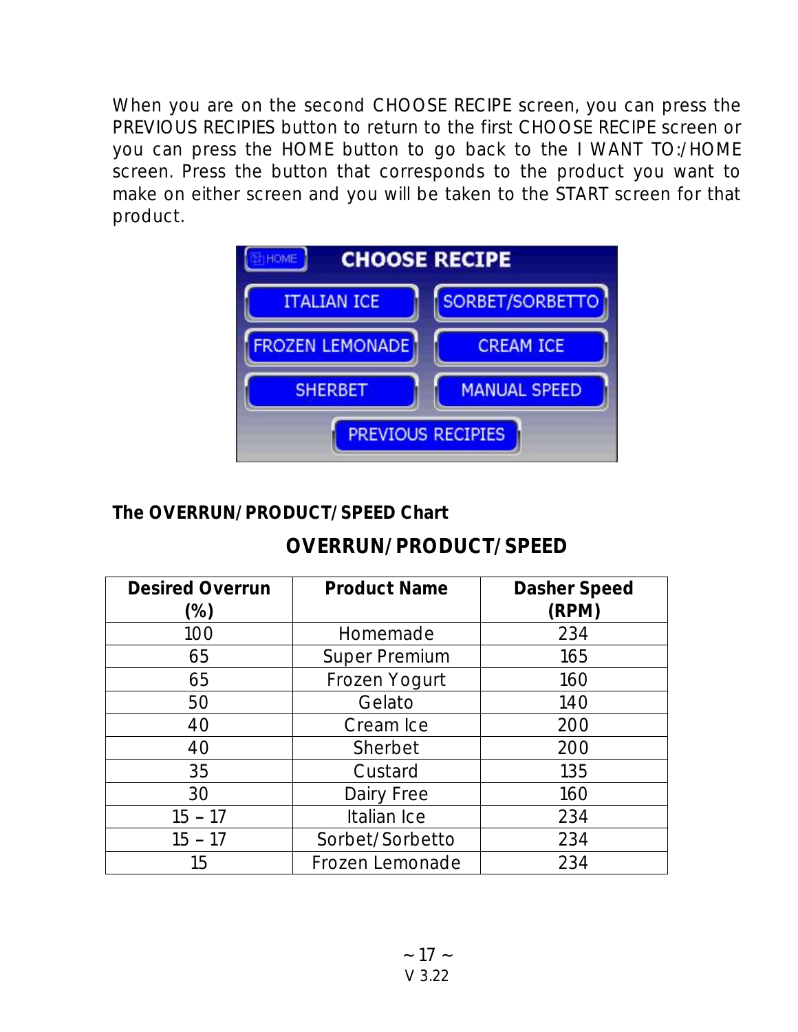When you are on the second CHOOSE RECIPE screen, you can press the PREVIOUS RECIPIES button to return to the first CHOOSE RECIPE screen or you can press the HOME button to go back to the I WANT TO:/HOME screen. Press the button that corresponds to the product you want to make on either screen and you will be taken to the START screen for that product.

**The OVERRUN/PRODUCT/SPEED Chart**

## OVERRUN/PRODUCT/SPEED

| Desired Overrun (%) | Product Name | Dasher Speed (RPM) |
|---|---|---|
| 100 | Homemade | 234 |
| 65 | Super Premium | 165 |
| 65 | Frozen Yogurt | 160 |
| 50 | Gelato | 140 |
| 40 | Cream Ice | 200 |
| 40 | Sherbet | 200 |
| 35 | Custard | 135 |
| 30 | Dairy Free | 160 |
| 15 – 17 | Italian Ice | 234 |
| 15 – 17 | Sorbet/Sorbetto | 234 |
| 15 | Frozen Lemonade | 234 |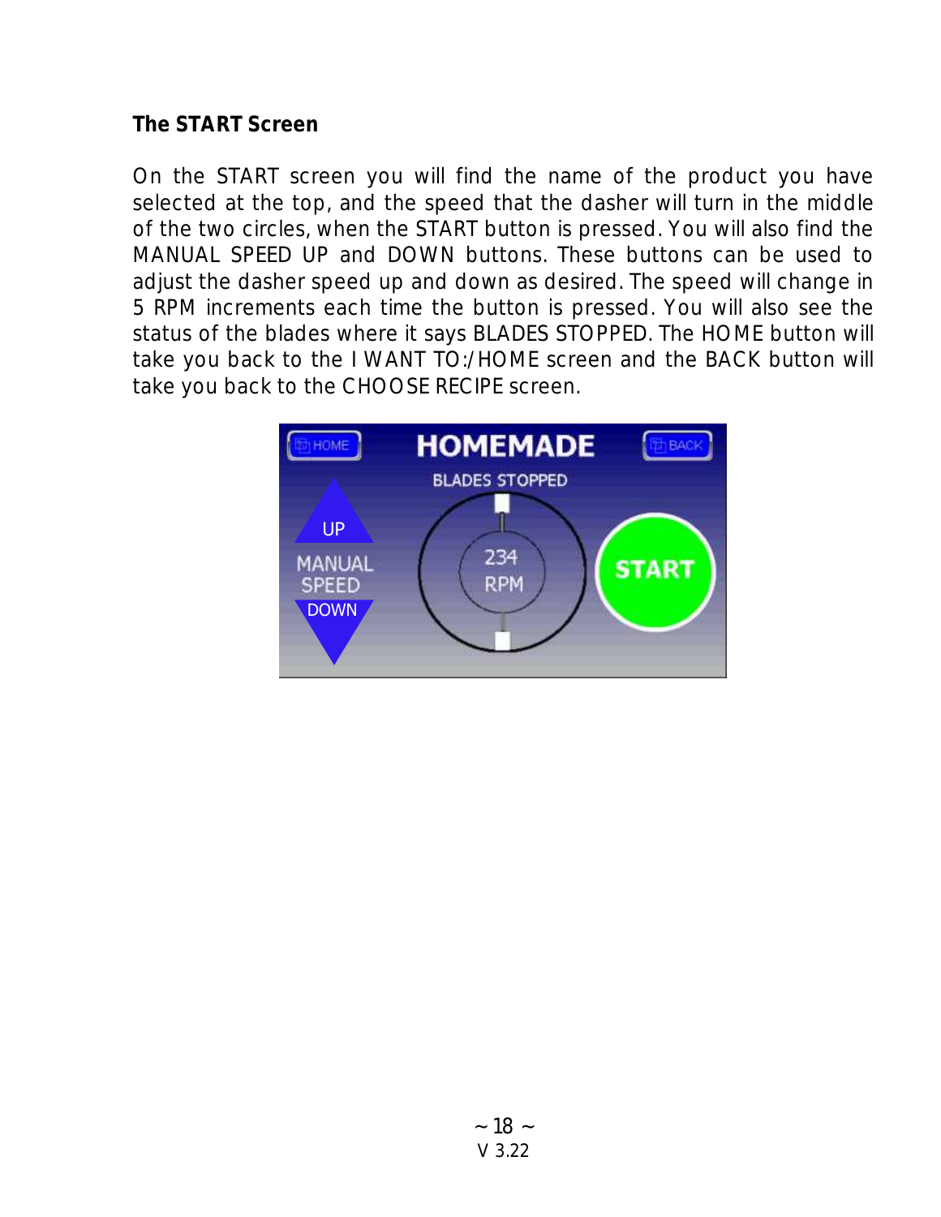### The START Screen

On the START screen you will find the name of the product you have selected at the top, and the speed that the dasher will turn in the middle of the two circles, when the START button is pressed. You will also find the MANUAL SPEED UP and DOWN buttons. These buttons can be used to adjust the dasher speed up and down as desired. The speed will change in 5 RPM increments each time the button is pressed. You will also see the status of the blades where it says BLADES STOPPED. The HOME button will take you back to the I WANT TO:/HOME screen and the BACK button will take you back to the CHOOSE RECIPE screen.

V 3.22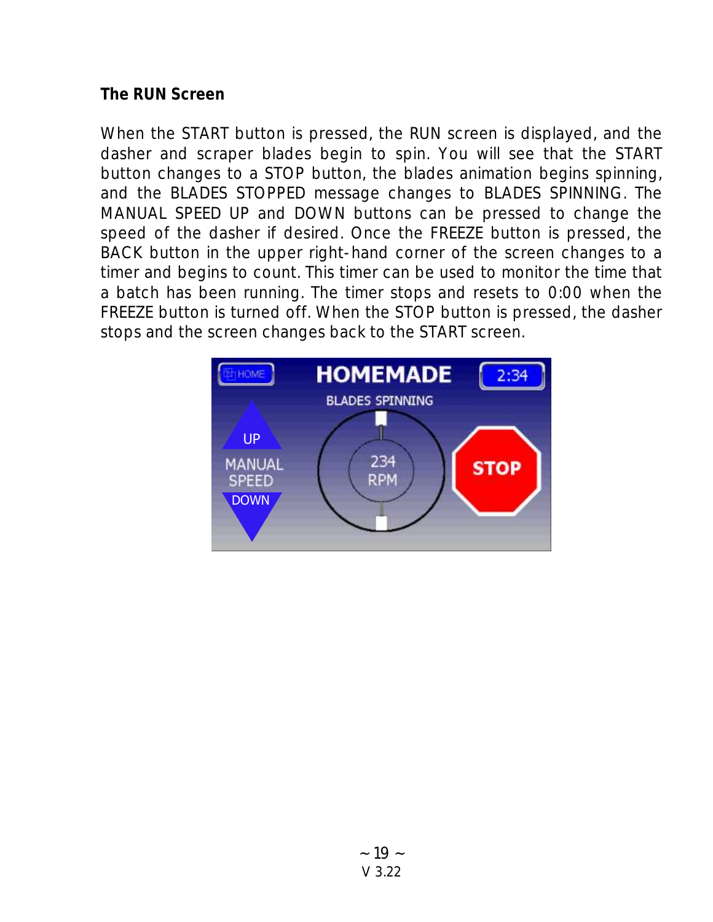### The RUN Screen

When the START button is pressed, the RUN screen is displayed, and the dasher and scraper blades begin to spin. You will see that the START button changes to a STOP button, the blades animation begins spinning, and the BLADES STOPPED message changes to BLADES SPINNING. The MANUAL SPEED UP and DOWN buttons can be pressed to change the speed of the dasher if desired. Once the FREEZE button is pressed, the BACK button in the upper right-hand corner of the screen changes to a timer and begins to count. This timer can be used to monitor the time that a batch has been running. The timer stops and resets to 0:00 when the FREEZE button is turned off. When the STOP button is pressed, the dasher stops and the screen changes back to the START screen.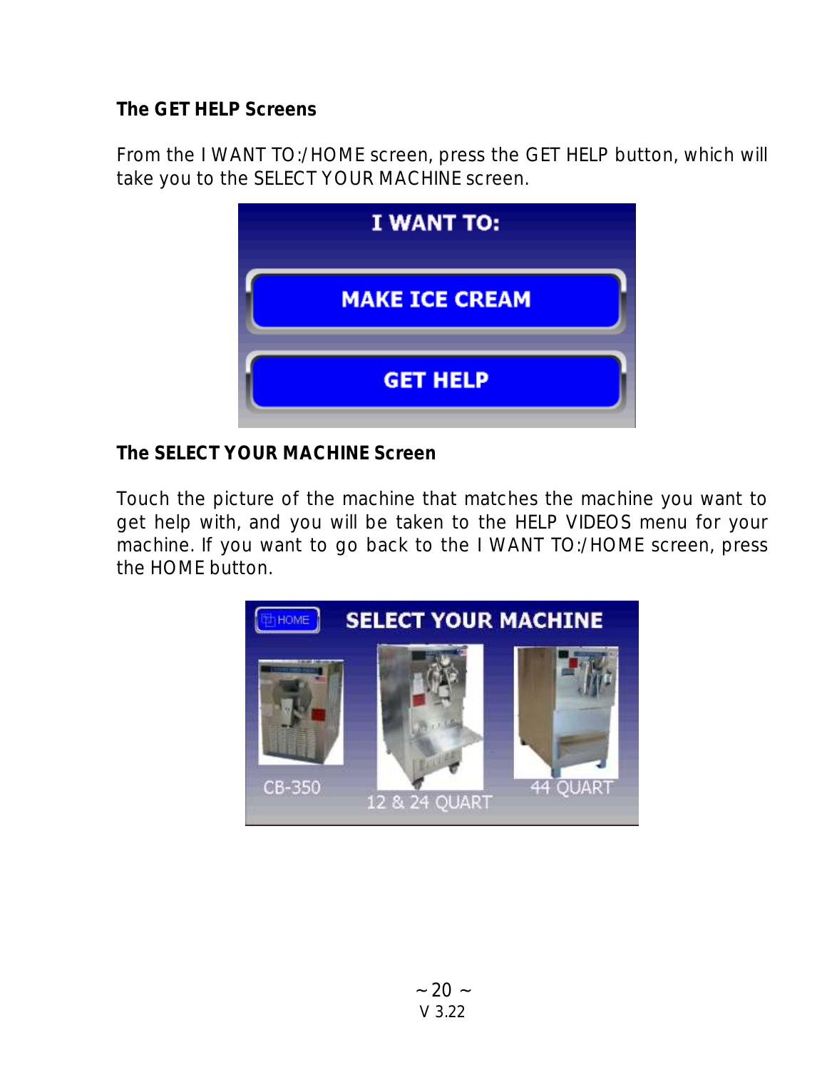### The GET HELP Screens

From the I WANT TO:/HOME screen, press the GET HELP button, which will take you to the SELECT YOUR MACHINE screen.

### The SELECT YOUR MACHINE Screen

Touch the picture of the machine that matches the machine you want to get help with, and you will be taken to the HELP VIDEOS menu for your machine. If you want to go back to the I WANT TO:/HOME screen, press the HOME button.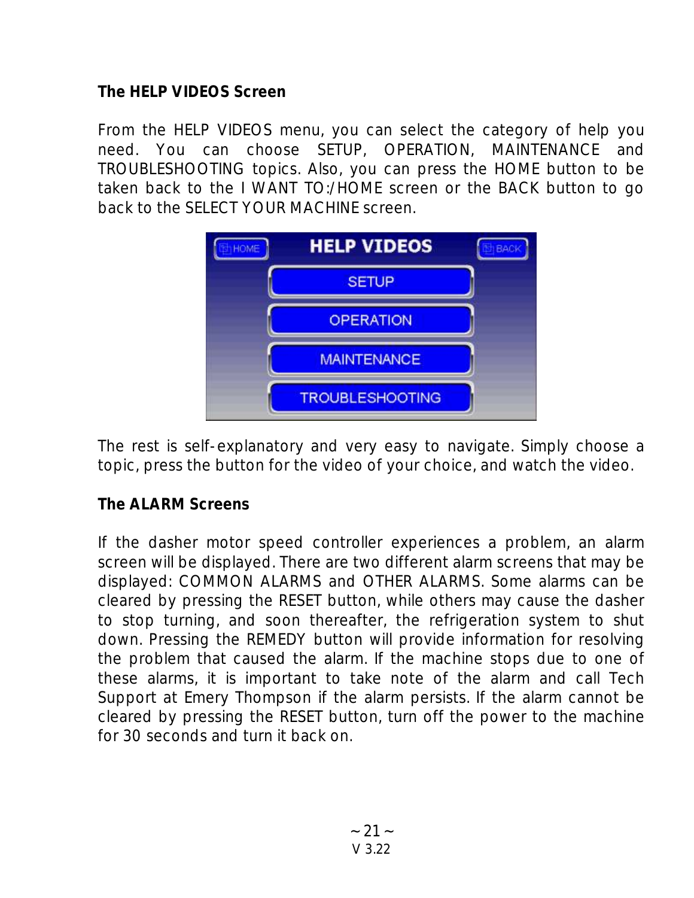### The HELP VIDEOS Screen

From the HELP VIDEOS menu, you can select the category of help you need. You can choose SETUP, OPERATION, MAINTENANCE and TROUBLESHOOTING topics. Also, you can press the HOME button to be taken back to the I WANT TO:/HOME screen or the BACK button to go back to the SELECT YOUR MACHINE screen.

The rest is self-explanatory and very easy to navigate. Simply choose a topic, press the button for the video of your choice, and watch the video.

### The ALARM Screens

If the dasher motor speed controller experiences a problem, an alarm screen will be displayed. There are two different alarm screens that may be displayed: COMMON ALARMS and OTHER ALARMS. Some alarms can be cleared by pressing the RESET button, while others may cause the dasher to stop turning, and soon thereafter, the refrigeration system to shut down. Pressing the REMEDY button will provide information for resolving the problem that caused the alarm. If the machine stops due to one of these alarms, it is important to take note of the alarm and call Tech Support at Emery Thompson if the alarm persists. If the alarm cannot be cleared by pressing the RESET button, turn off the power to the machine for 30 seconds and turn it back on.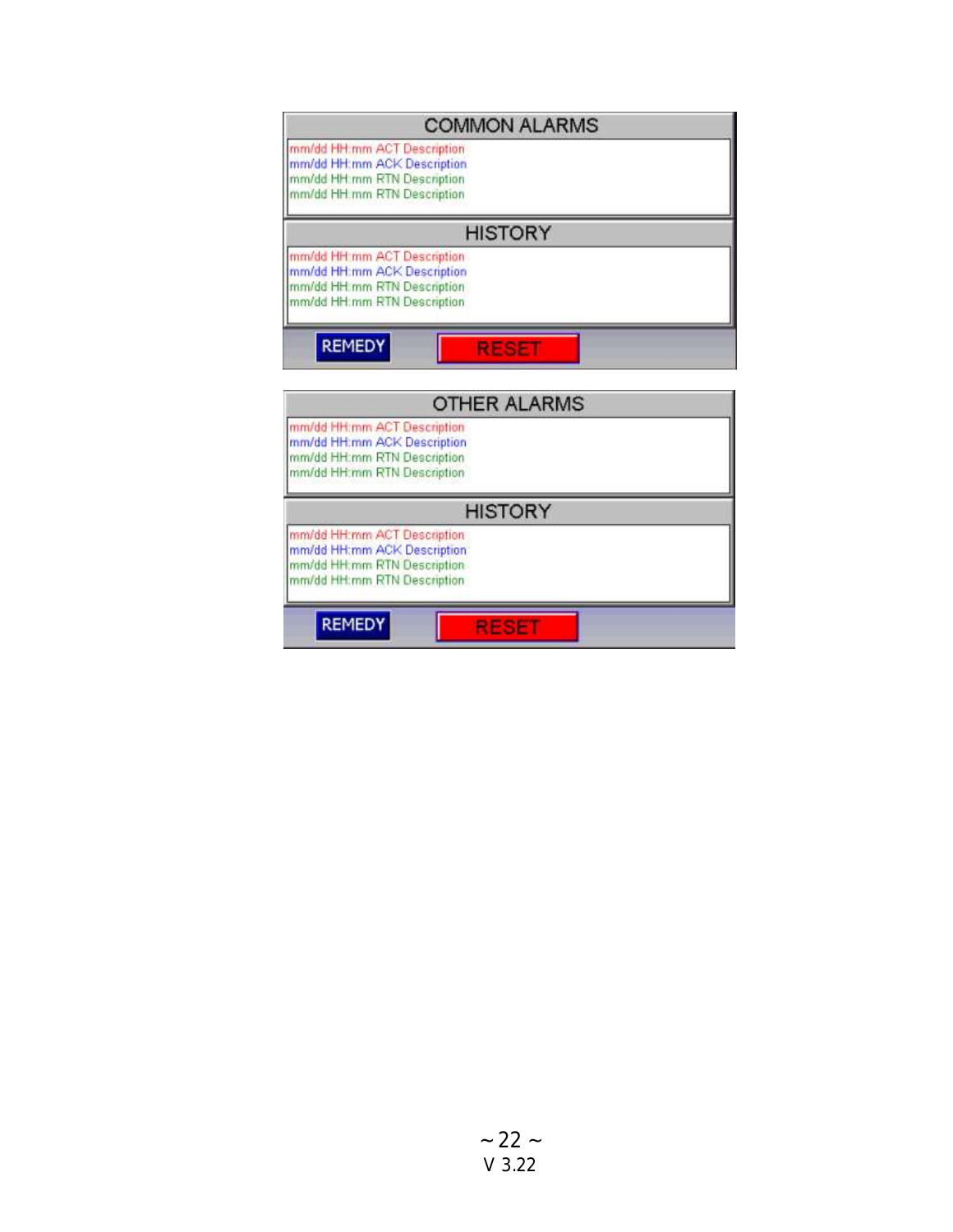COMMON ALARMS

mm/dd HH:mm ACT Description
mm/dd HH:mm ACK Description
mm/dd HH:mm RTN Description
mm/dd HH:mm RTN Description

HISTORY

mm/dd HH:mm ACT Description
mm/dd HH:mm ACK Description
mm/dd HH:mm RTN Description
mm/dd HH:mm RTN Description

REMEDY RESET

OTHER ALARMS

mm/dd HH:mm ACT Description
mm/dd HH:mm ACK Description
mm/dd HH:mm RTN Description
mm/dd HH:mm RTN Description

HISTORY

mm/dd HH:mm ACT Description
mm/dd HH:mm ACK Description
mm/dd HH:mm RTN Description
mm/dd HH:mm RTN Description

REMEDY RESET

V 3.22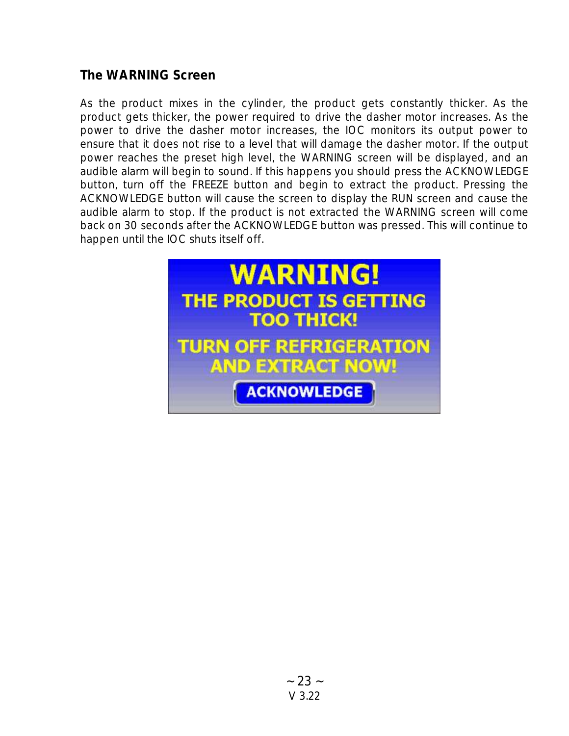### The WARNING Screen

As the product mixes in the cylinder, the product gets constantly thicker. As the product gets thicker, the power required to drive the dasher motor increases. As the power to drive the dasher motor increases, the IOC monitors its output power to ensure that it does not rise to a level that will damage the dasher motor. If the output power reaches the preset high level, the WARNING screen will be displayed, and an audible alarm will begin to sound. If this happens you should press the ACKNOWLEDGE button, turn off the FREEZE button and begin to extract the product. Pressing the ACKNOWLEDGE button will cause the screen to display the RUN screen and cause the audible alarm to stop. If the product is not extracted the WARNING screen will come back on 30 seconds after the ACKNOWLEDGE button was pressed. This will continue to happen until the IOC shuts itself off.

**WARNING!**

**THE PRODUCT IS GETTING TOO THICK!**

**TURN OFF REFRIGERATION AND EXTRACT NOW!**

**ACKNOWLEDGE**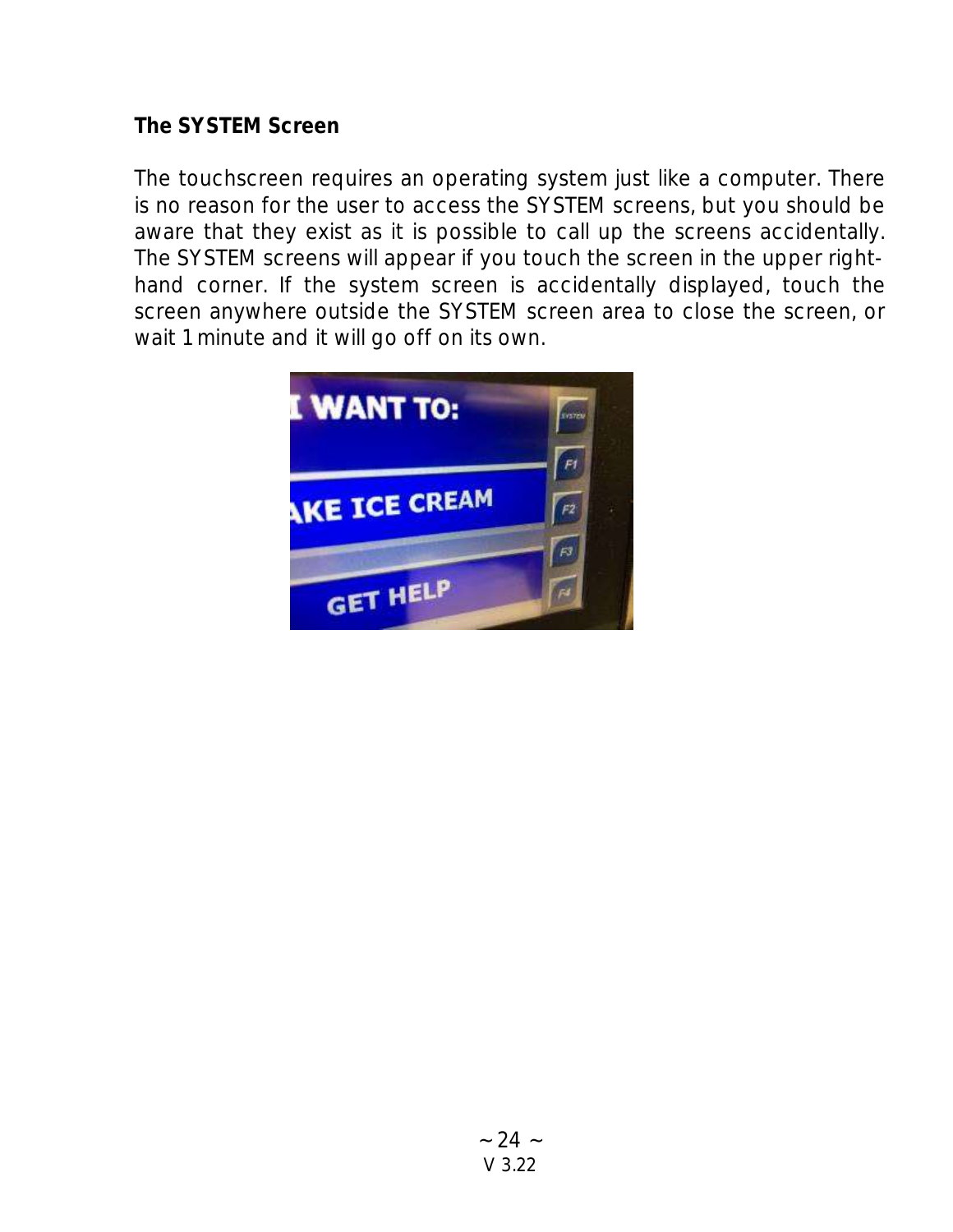**The SYSTEM Screen**

The touchscreen requires an operating system just like a computer. There is no reason for the user to access the SYSTEM screens, but you should be aware that they exist as it is possible to call up the screens accidentally. The SYSTEM screens will appear if you touch the screen in the upper right-hand corner. If the system screen is accidentally displayed, touch the screen anywhere outside the SYSTEM screen area to close the screen, or wait 1 minute and it will go off on its own.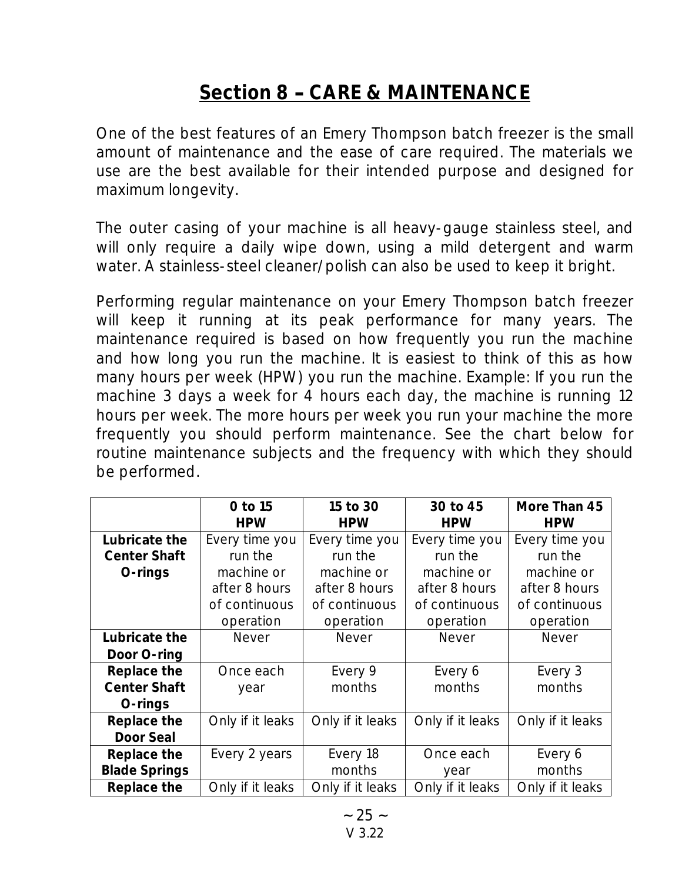# Section 8 – CARE & MAINTENANCE

One of the best features of an Emery Thompson batch freezer is the small amount of maintenance and the ease of care required. The materials we use are the best available for their intended purpose and designed for maximum longevity.

The outer casing of your machine is all heavy-gauge stainless steel, and will only require a daily wipe down, using a mild detergent and warm water. A stainless-steel cleaner/polish can also be used to keep it bright.

Performing regular maintenance on your Emery Thompson batch freezer will keep it running at its peak performance for many years. The maintenance required is based on how frequently you run the machine and how long you run the machine. It is easiest to think of this as how many hours per week (HPW) you run the machine. Example: If you run the machine 3 days a week for 4 hours each day, the machine is running 12 hours per week. The more hours per week you run your machine the more frequently you should perform maintenance. See the chart below for routine maintenance subjects and the frequency with which they should be performed.

| | 0 to 15 HPW | 15 to 30 HPW | 30 to 45 HPW | More Than 45 HPW |
|---|---|---|---|---|
| **Lubricate the Center Shaft O-rings** | Every time you run the machine or after 8 hours of continuous operation | Every time you run the machine or after 8 hours of continuous operation | Every time you run the machine or after 8 hours of continuous operation | Every time you run the machine or after 8 hours of continuous operation |
| **Lubricate the Door O-ring** | Never | Never | Never | Never |
| **Replace the Center Shaft O-rings** | Once each year | Every 9 months | Every 6 months | Every 3 months |
| **Replace the Door Seal** | Only if it leaks | Only if it leaks | Only if it leaks | Only if it leaks |
| **Replace the Blade Springs** | Every 2 years | Every 18 months | Once each year | Every 6 months |
| **Replace the** | Only if it leaks | Only if it leaks | Only if it leaks | Only if it leaks |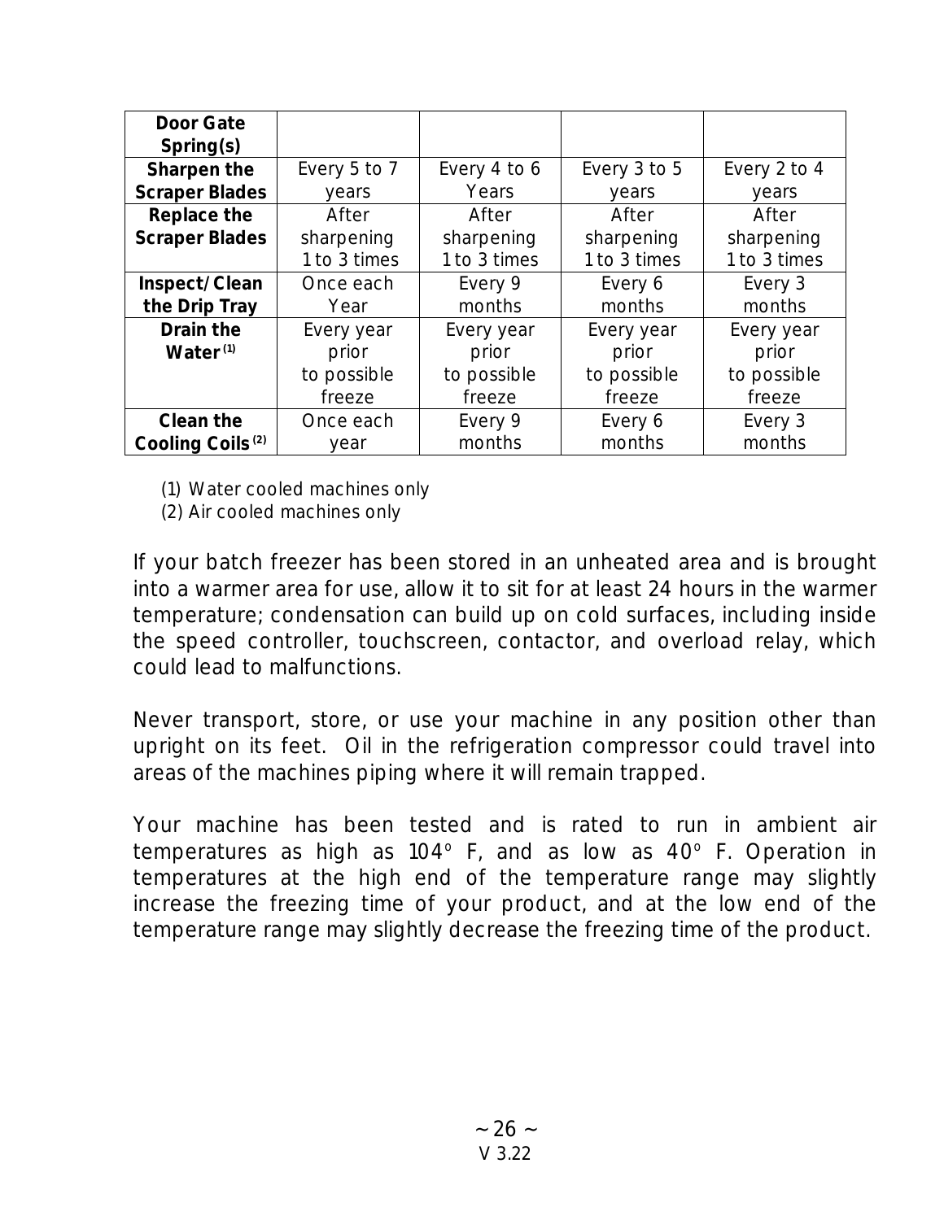| **Door Gate Spring(s)** | | | | |
|---|---|---|---|---|
| **Sharpen the Scraper Blades** | Every 5 to 7 years | Every 4 to 6 Years | Every 3 to 5 years | Every 2 to 4 years |
| **Replace the Scraper Blades** | After sharpening 1 to 3 times | After sharpening 1 to 3 times | After sharpening 1 to 3 times | After sharpening 1 to 3 times |
| **Inspect/Clean the Drip Tray** | Once each Year | Every 9 months | Every 6 months | Every 3 months |
| **Drain the Water (1)** | Every year prior to possible freeze | Every year prior to possible freeze | Every year prior to possible freeze | Every year prior to possible freeze |
| **Clean the Cooling Coils (2)** | Once each year | Every 9 months | Every 6 months | Every 3 months |

(1) Water cooled machines only
(2) Air cooled machines only

If your batch freezer has been stored in an unheated area and is brought into a warmer area for use, allow it to sit for at least 24 hours in the warmer temperature; condensation can build up on cold surfaces, including inside the speed controller, touchscreen, contactor, and overload relay, which could lead to malfunctions.

Never transport, store, or use your machine in any position other than upright on its feet. Oil in the refrigeration compressor could travel into areas of the machines piping where it will remain trapped.

Your machine has been tested and is rated to run in ambient air temperatures as high as 104° F, and as low as 40° F. Operation in temperatures at the high end of the temperature range may slightly increase the freezing time of your product, and at the low end of the temperature range may slightly decrease the freezing time of the product.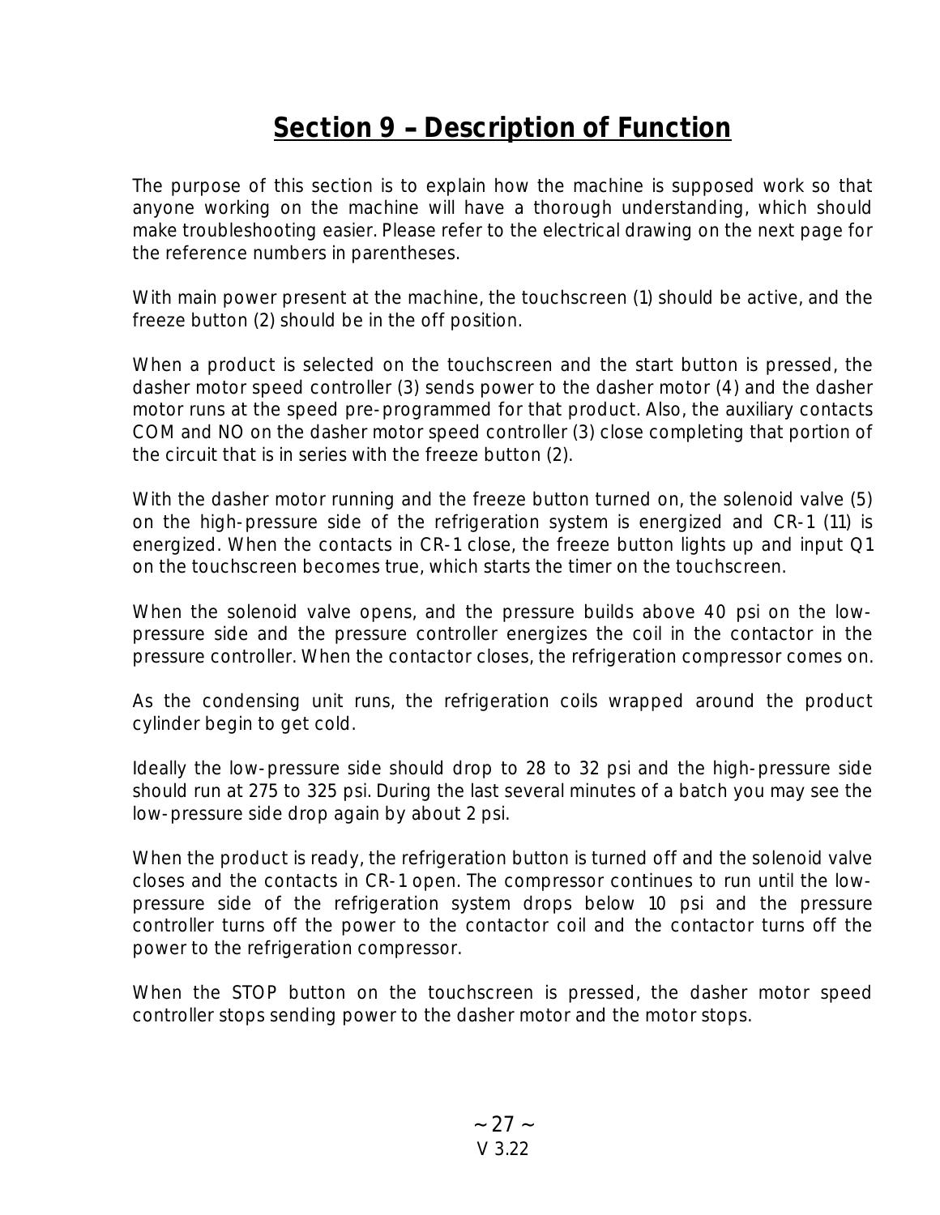# Section 9 – Description of Function

The purpose of this section is to explain how the machine is supposed work so that anyone working on the machine will have a thorough understanding, which should make troubleshooting easier. Please refer to the electrical drawing on the next page for the reference numbers in parentheses.

With main power present at the machine, the touchscreen (1) should be active, and the freeze button (2) should be in the off position.

When a product is selected on the touchscreen and the start button is pressed, the dasher motor speed controller (3) sends power to the dasher motor (4) and the dasher motor runs at the speed pre-programmed for that product. Also, the auxiliary contacts COM and NO on the dasher motor speed controller (3) close completing that portion of the circuit that is in series with the freeze button (2).

With the dasher motor running and the freeze button turned on, the solenoid valve (5) on the high-pressure side of the refrigeration system is energized and CR-1 (11) is energized. When the contacts in CR-1 close, the freeze button lights up and input Q1 on the touchscreen becomes true, which starts the timer on the touchscreen.

When the solenoid valve opens, and the pressure builds above 40 psi on the low-pressure side and the pressure controller energizes the coil in the contactor in the pressure controller. When the contactor closes, the refrigeration compressor comes on.

As the condensing unit runs, the refrigeration coils wrapped around the product cylinder begin to get cold.

Ideally the low-pressure side should drop to 28 to 32 psi and the high-pressure side should run at 275 to 325 psi. During the last several minutes of a batch you may see the low-pressure side drop again by about 2 psi.

When the product is ready, the refrigeration button is turned off and the solenoid valve closes and the contacts in CR-1 open. The compressor continues to run until the low-pressure side of the refrigeration system drops below 10 psi and the pressure controller turns off the power to the contactor coil and the contactor turns off the power to the refrigeration compressor.

When the STOP button on the touchscreen is pressed, the dasher motor speed controller stops sending power to the dasher motor and the motor stops.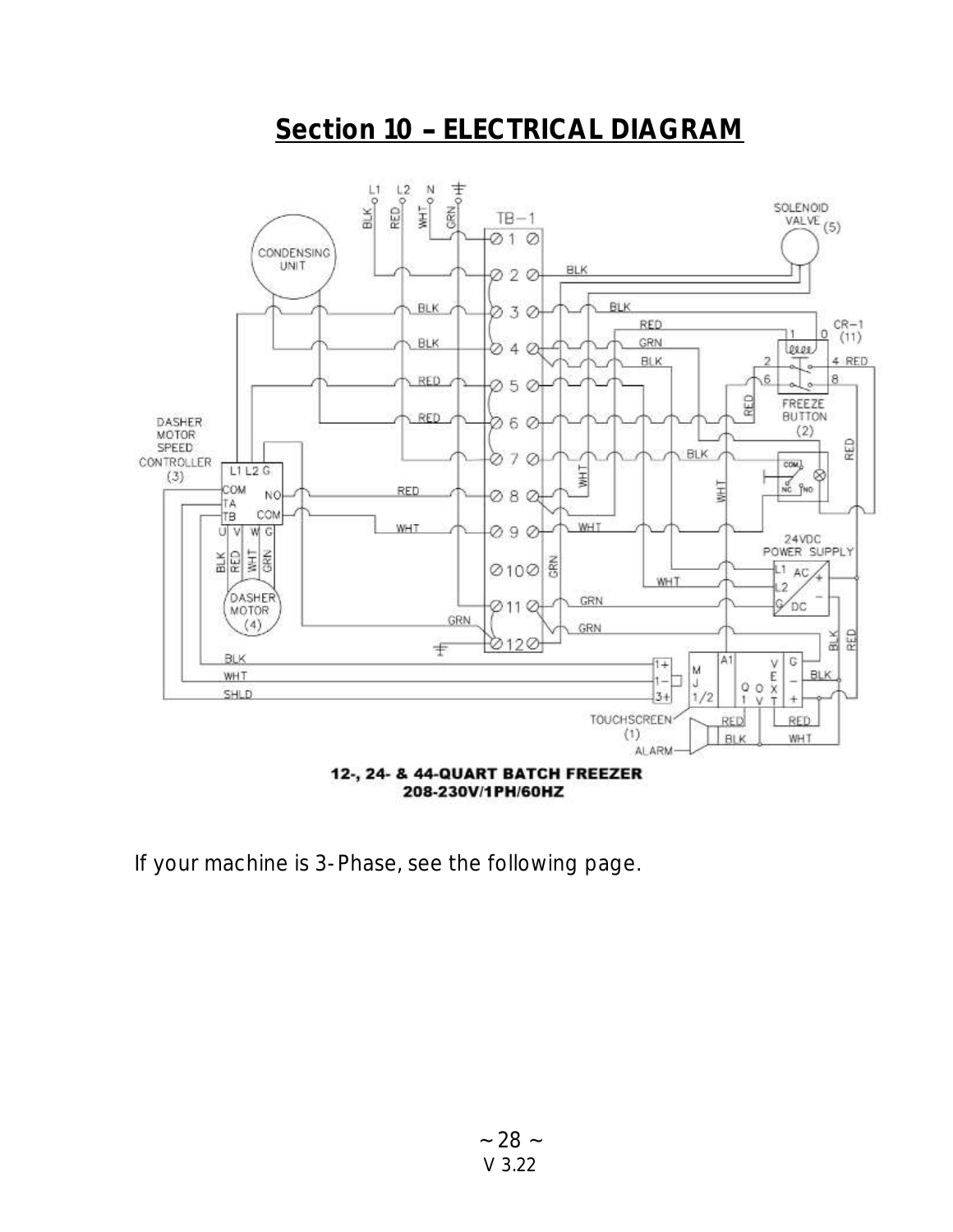## Section 10 – ELECTRICAL DIAGRAM

**12-, 24- & 44-QUART BATCH FREEZER**
**208-230V/1PH/60HZ**

If your machine is 3-Phase, see the following page.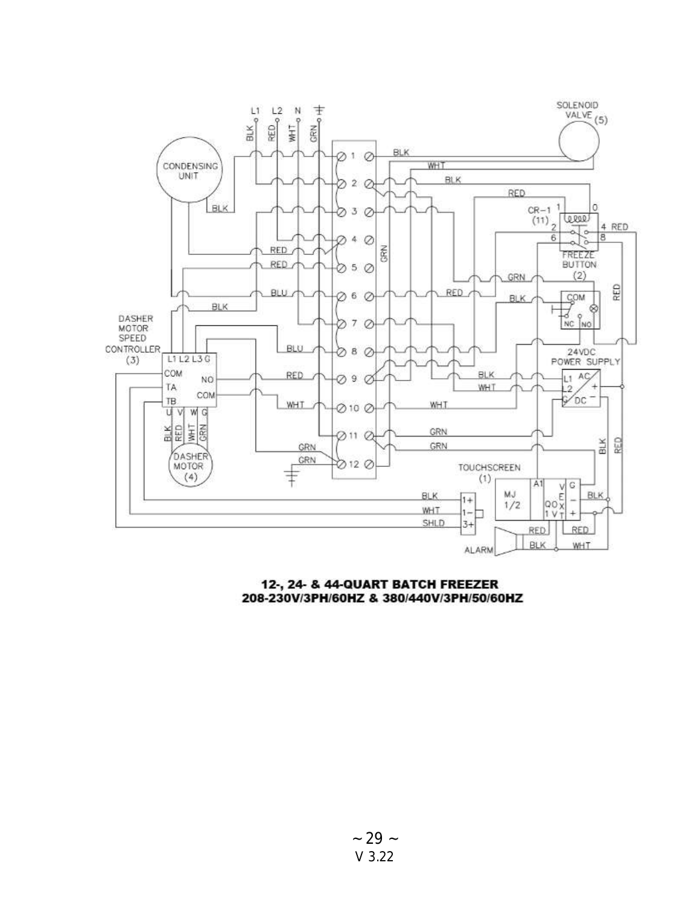**12-, 24- & 44-QUART BATCH FREEZER**
**208-230V/3PH/60HZ & 380/440V/3PH/50/60HZ**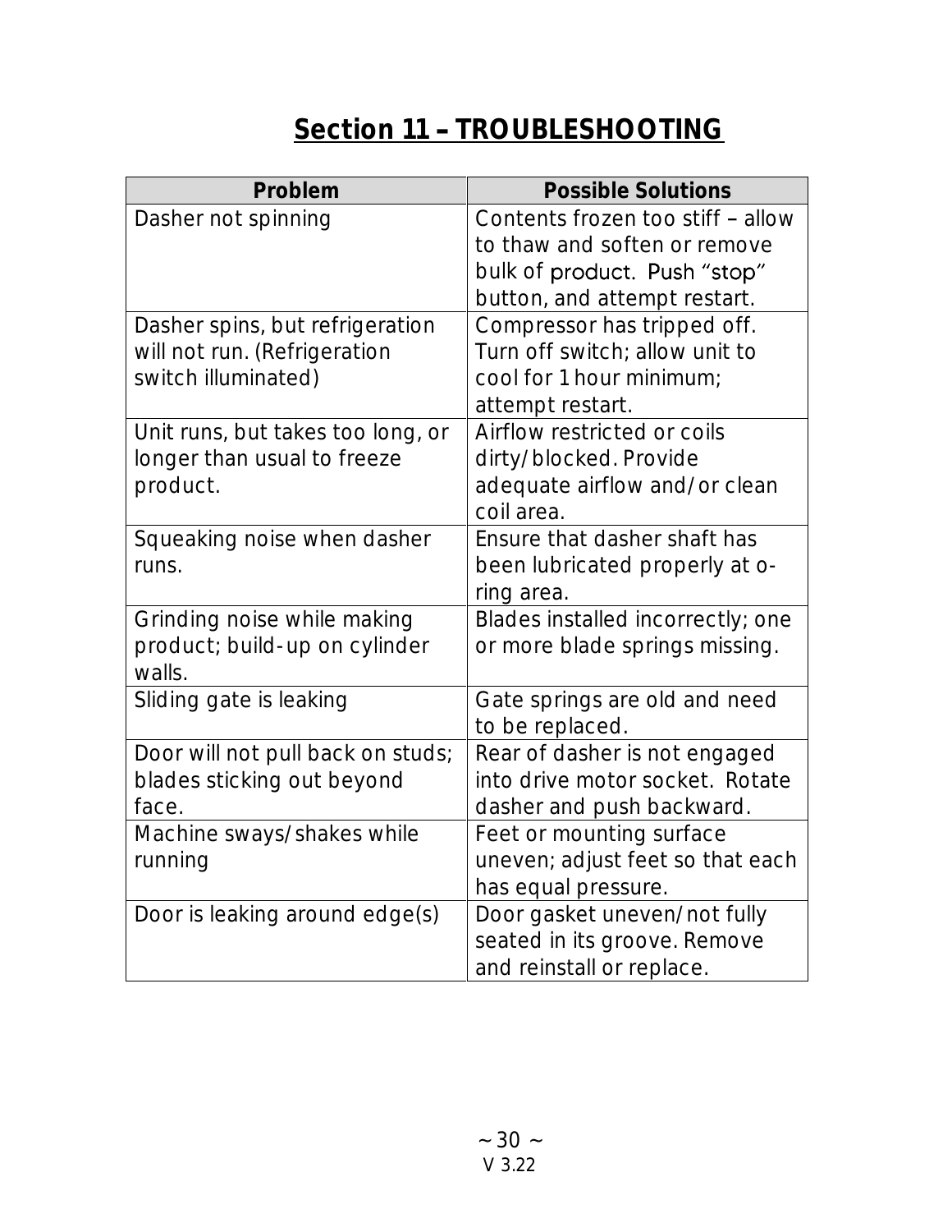# Section 11 – TROUBLESHOOTING

| Problem | Possible Solutions |
| --- | --- |
| Dasher not spinning | Contents frozen too stiff – allow to thaw and soften or remove bulk of product. Push "stop" button, and attempt restart. |
| Dasher spins, but refrigeration will not run. (Refrigeration switch illuminated) | Compressor has tripped off. Turn off switch; allow unit to cool for 1 hour minimum; attempt restart. |
| Unit runs, but takes too long, or longer than usual to freeze product. | Airflow restricted or coils dirty/blocked. Provide adequate airflow and/or clean coil area. |
| Squeaking noise when dasher runs. | Ensure that dasher shaft has been lubricated properly at o-ring area. |
| Grinding noise while making product; build-up on cylinder walls. | Blades installed incorrectly; one or more blade springs missing. |
| Sliding gate is leaking | Gate springs are old and need to be replaced. |
| Door will not pull back on studs; blades sticking out beyond face. | Rear of dasher is not engaged into drive motor socket. Rotate dasher and push backward. |
| Machine sways/shakes while running | Feet or mounting surface uneven; adjust feet so that each has equal pressure. |
| Door is leaking around edge(s) | Door gasket uneven/not fully seated in its groove. Remove and reinstall or replace. |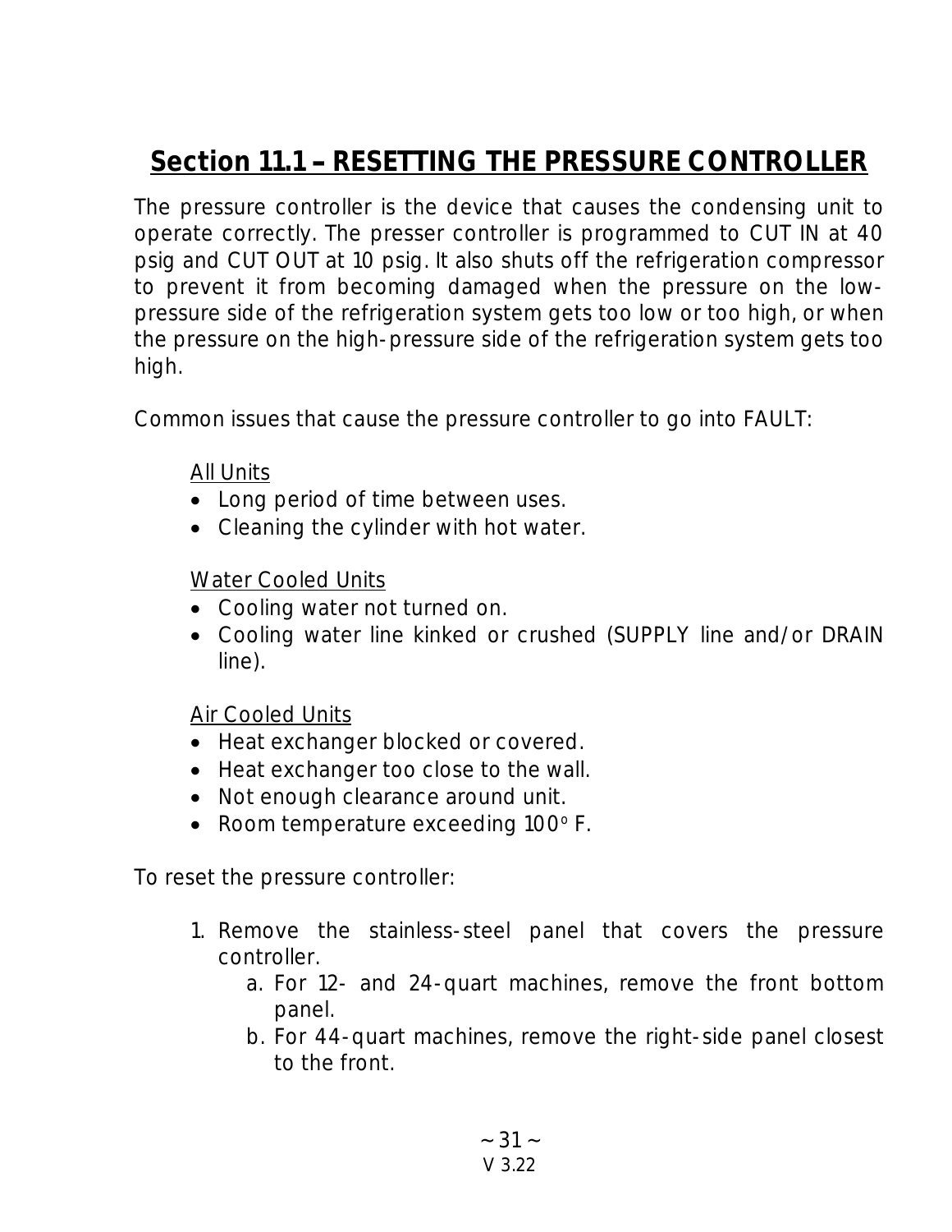## Section 11.1 – RESETTING THE PRESSURE CONTROLLER

The pressure controller is the device that causes the condensing unit to operate correctly. The presser controller is programmed to CUT IN at 40 psig and CUT OUT at 10 psig. It also shuts off the refrigeration compressor to prevent it from becoming damaged when the pressure on the low-pressure side of the refrigeration system gets too low or too high, or when the pressure on the high-pressure side of the refrigeration system gets too high.

Common issues that cause the pressure controller to go into FAULT:

All Units

- Long period of time between uses.
- Cleaning the cylinder with hot water.

Water Cooled Units

- Cooling water not turned on.
- Cooling water line kinked or crushed (SUPPLY line and/or DRAIN line).

Air Cooled Units

- Heat exchanger blocked or covered.
- Heat exchanger too close to the wall.
- Not enough clearance around unit.
- Room temperature exceeding 100° F.

To reset the pressure controller:

1. Remove the stainless-steel panel that covers the pressure controller.
   a. For 12- and 24-quart machines, remove the front bottom panel.
   b. For 44-quart machines, remove the right-side panel closest to the front.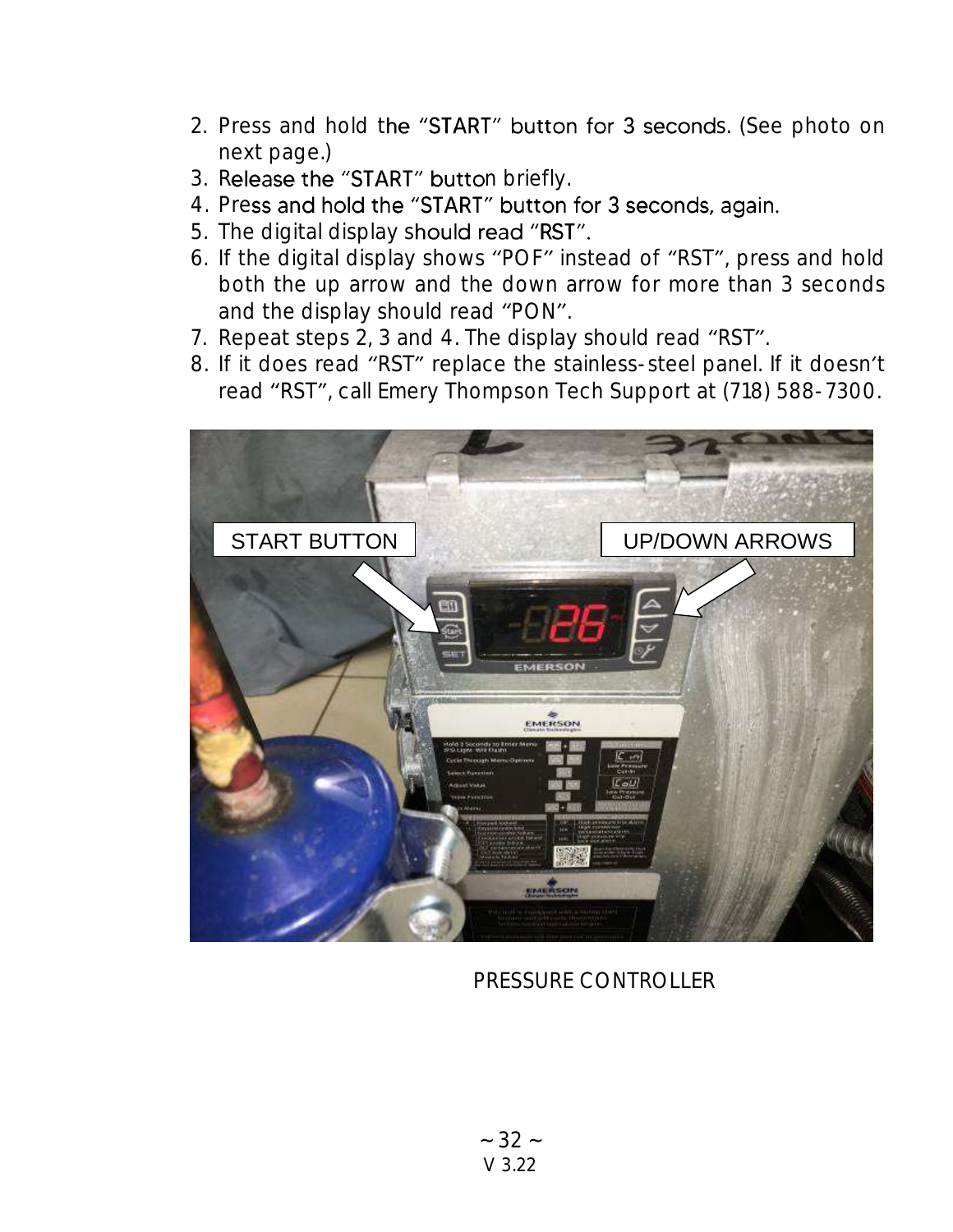2. Press and hold the "START" button for 3 seconds. (See photo on next page.)
3. Release the "START" button briefly.
4. Press and hold the "START" button for 3 seconds, again.
5. The digital display should read "RST".
6. If the digital display shows "POF" instead of "RST", press and hold both the up arrow and the down arrow for more than 3 seconds and the display should read "PON".
7. Repeat steps 2, 3 and 4. The display should read "RST".
8. If it does read "RST" replace the stainless-steel panel. If it doesn't read "RST", call Emery Thompson Tech Support at (718) 588-7300.

PRESSURE CONTROLLER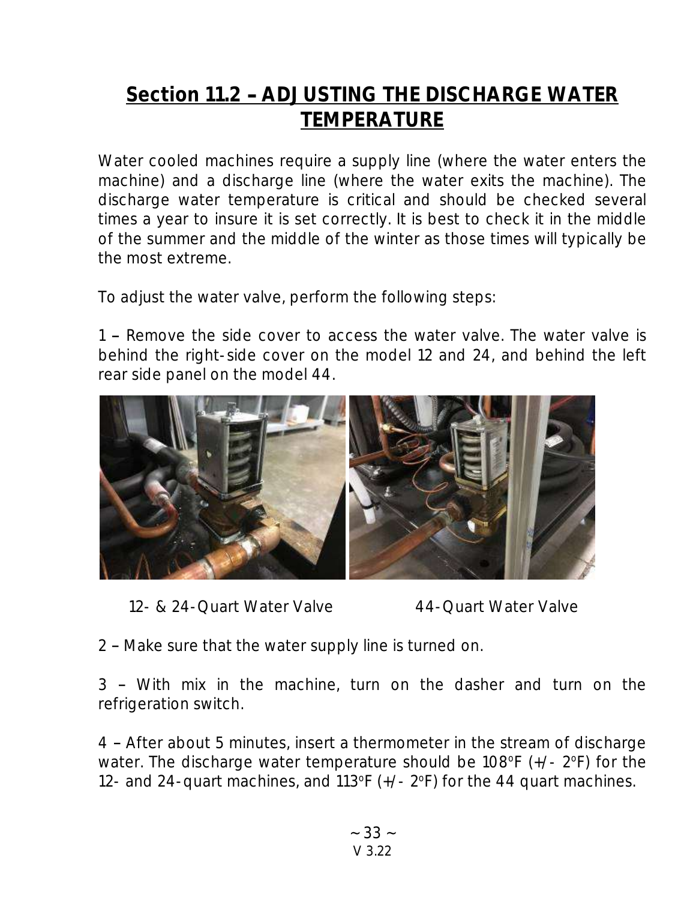## Section 11.2 – ADJUSTING THE DISCHARGE WATER TEMPERATURE

Water cooled machines require a supply line (where the water enters the machine) and a discharge line (where the water exits the machine). The discharge water temperature is critical and should be checked several times a year to insure it is set correctly. It is best to check it in the middle of the summer and the middle of the winter as those times will typically be the most extreme.

To adjust the water valve, perform the following steps:

1 – Remove the side cover to access the water valve. The water valve is behind the right-side cover on the model 12 and 24, and behind the left rear side panel on the model 44.

12- & 24-Quart Water Valve          44-Quart Water Valve

2 – Make sure that the water supply line is turned on.

3 – With mix in the machine, turn on the dasher and turn on the refrigeration switch.

4 – After about 5 minutes, insert a thermometer in the stream of discharge water. The discharge water temperature should be 108°F (+/- 2°F) for the 12- and 24-quart machines, and 113°F (+/- 2°F) for the 44 quart machines.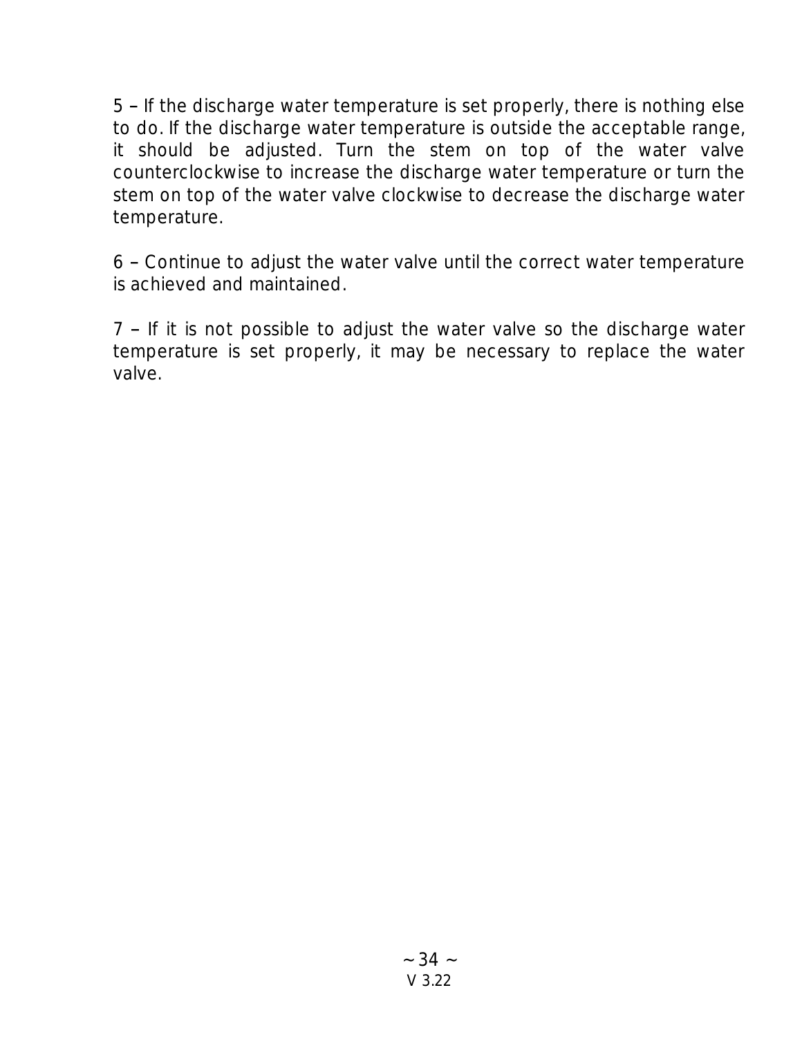5 – If the discharge water temperature is set properly, there is nothing else to do. If the discharge water temperature is outside the acceptable range, it should be adjusted. Turn the stem on top of the water valve counterclockwise to increase the discharge water temperature or turn the stem on top of the water valve clockwise to decrease the discharge water temperature.

6 – Continue to adjust the water valve until the correct water temperature is achieved and maintained.

7 – If it is not possible to adjust the water valve so the discharge water temperature is set properly, it may be necessary to replace the water valve.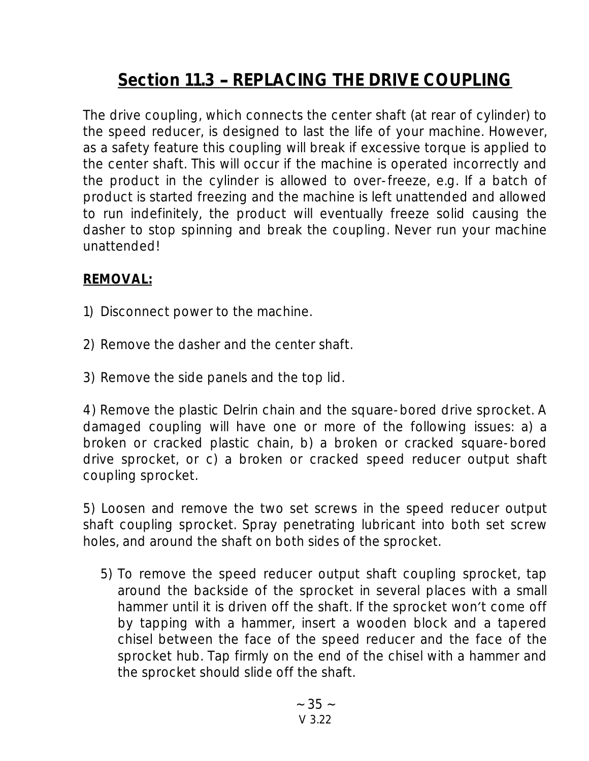# Section 11.3 – REPLACING THE DRIVE COUPLING

The drive coupling, which connects the center shaft (at rear of cylinder) to the speed reducer, is designed to last the life of your machine. However, as a safety feature this coupling will break if excessive torque is applied to the center shaft. This will occur if the machine is operated incorrectly and the product in the cylinder is allowed to over-freeze, e.g. If a batch of product is started freezing and the machine is left unattended and allowed to run indefinitely, the product will eventually freeze solid causing the dasher to stop spinning and break the coupling. Never run your machine unattended!

**REMOVAL:**

1) Disconnect power to the machine.

2) Remove the dasher and the center shaft.

3) Remove the side panels and the top lid.

4) Remove the plastic Delrin chain and the square-bored drive sprocket. A damaged coupling will have one or more of the following issues: a) a broken or cracked plastic chain, b) a broken or cracked square-bored drive sprocket, or c) a broken or cracked speed reducer output shaft coupling sprocket.

5) Loosen and remove the two set screws in the speed reducer output shaft coupling sprocket. Spray penetrating lubricant into both set screw holes, and around the shaft on both sides of the sprocket.

5) To remove the speed reducer output shaft coupling sprocket, tap around the backside of the sprocket in several places with a small hammer until it is driven off the shaft. If the sprocket won't come off by tapping with a hammer, insert a wooden block and a tapered chisel between the face of the speed reducer and the face of the sprocket hub. Tap firmly on the end of the chisel with a hammer and the sprocket should slide off the shaft.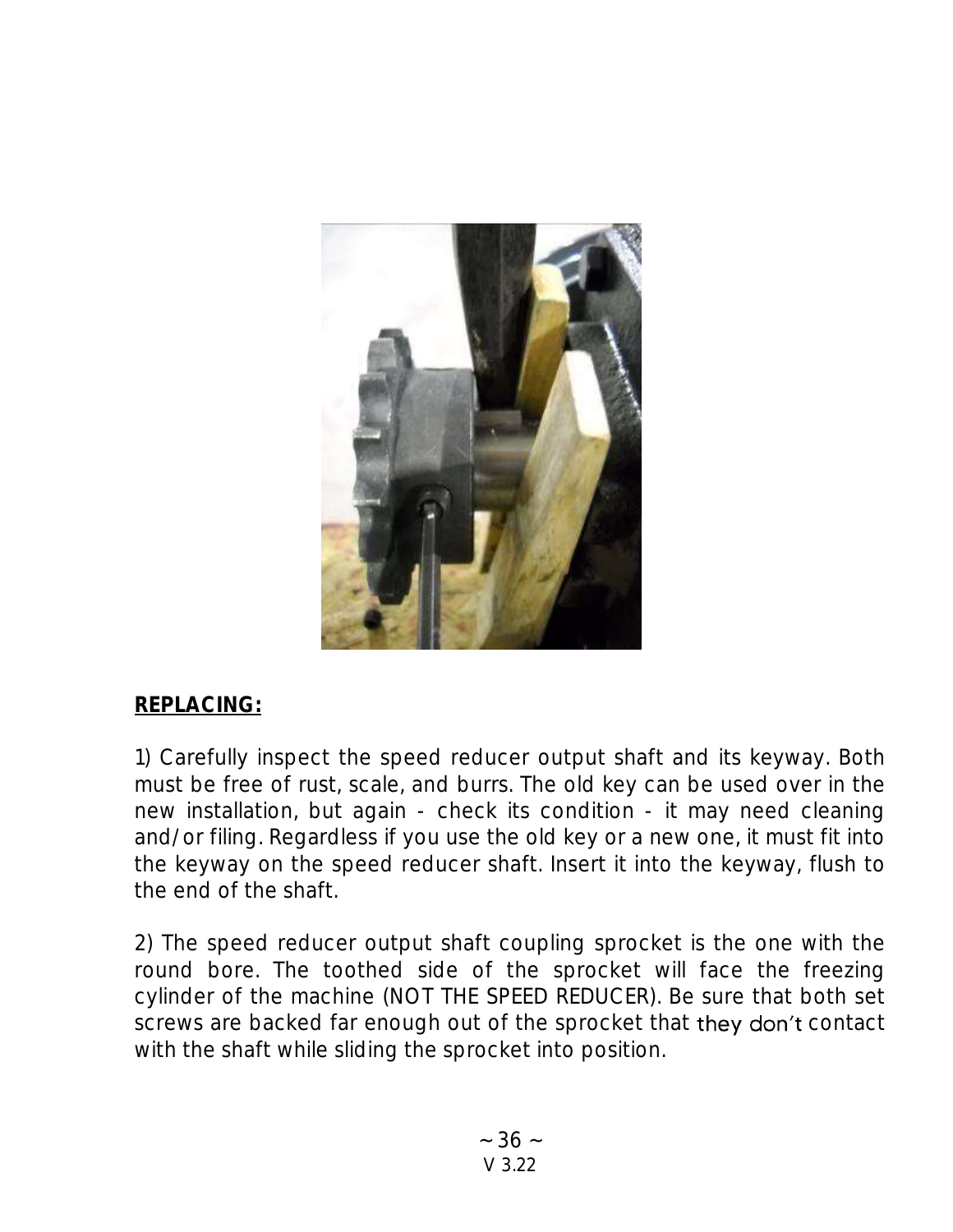**REPLACING:**

1) Carefully inspect the speed reducer output shaft and its keyway. Both must be free of rust, scale, and burrs. The old key can be used over in the new installation, but again - check its condition - it may need cleaning and/or filing. Regardless if you use the old key or a new one, it must fit into the keyway on the speed reducer shaft. Insert it into the keyway, flush to the end of the shaft.

2) The speed reducer output shaft coupling sprocket is the one with the round bore. The toothed side of the sprocket will face the freezing cylinder of the machine (NOT THE SPEED REDUCER). Be sure that both set screws are backed far enough out of the sprocket that they don't contact with the shaft while sliding the sprocket into position.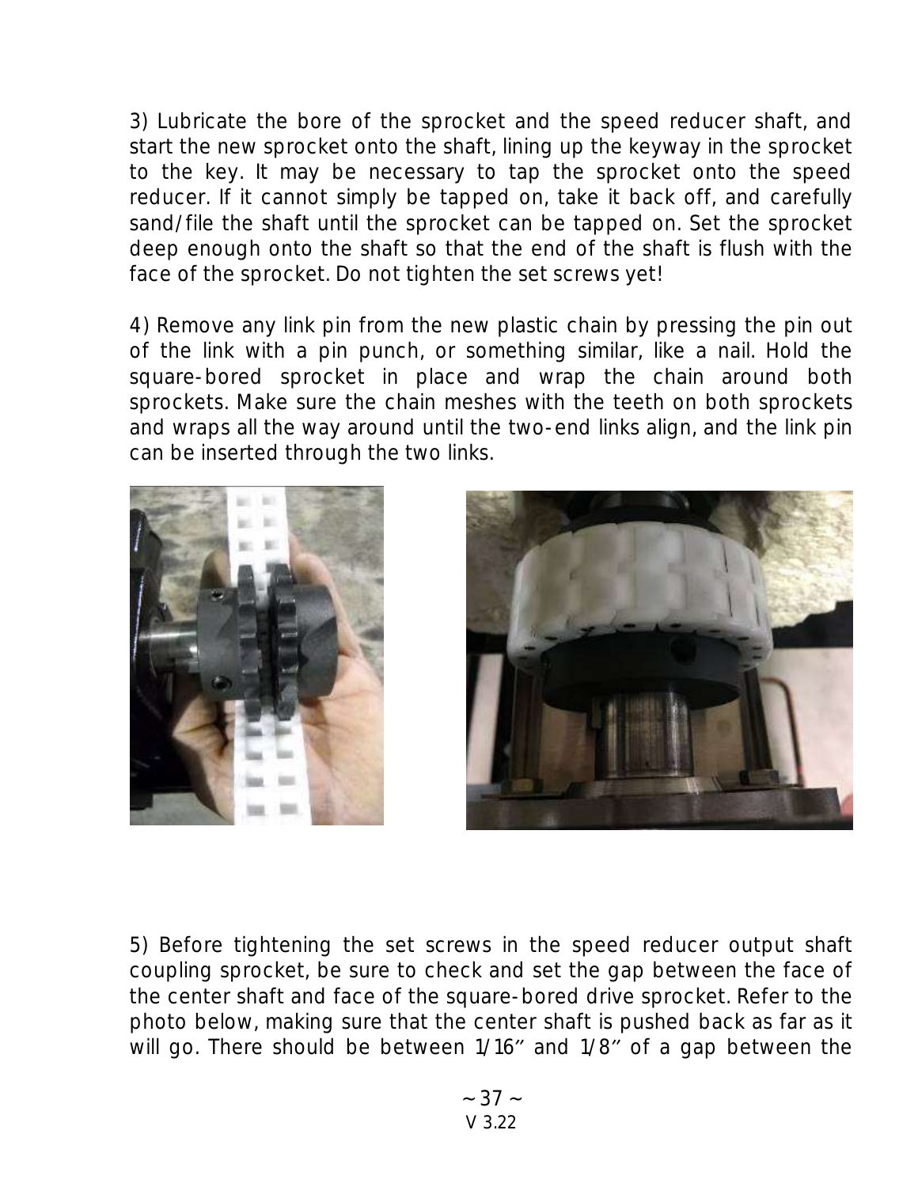3) Lubricate the bore of the sprocket and the speed reducer shaft, and start the new sprocket onto the shaft, lining up the keyway in the sprocket to the key. It may be necessary to tap the sprocket onto the speed reducer. If it cannot simply be tapped on, take it back off, and carefully sand/file the shaft until the sprocket can be tapped on. Set the sprocket deep enough onto the shaft so that the end of the shaft is flush with the face of the sprocket. Do not tighten the set screws yet!

4) Remove any link pin from the new plastic chain by pressing the pin out of the link with a pin punch, or something similar, like a nail. Hold the square-bored sprocket in place and wrap the chain around both sprockets. Make sure the chain meshes with the teeth on both sprockets and wraps all the way around until the two-end links align, and the link pin can be inserted through the two links.

5) Before tightening the set screws in the speed reducer output shaft coupling sprocket, be sure to check and set the gap between the face of the center shaft and face of the square-bored drive sprocket. Refer to the photo below, making sure that the center shaft is pushed back as far as it will go. There should be between 1/16″ and 1/8″ of a gap between the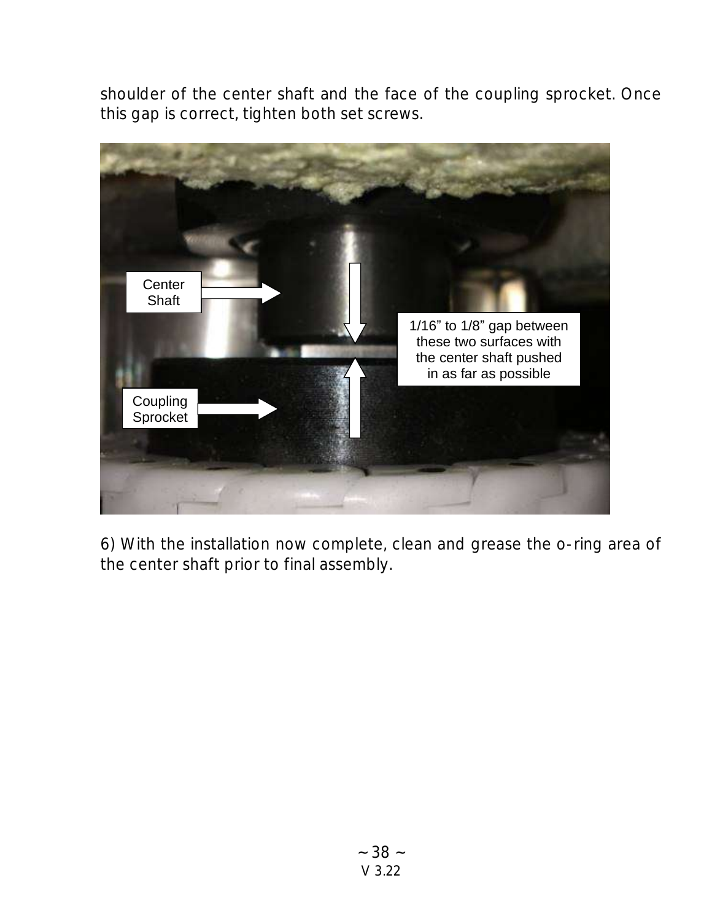shoulder of the center shaft and the face of the coupling sprocket. Once this gap is correct, tighten both set screws.

6) With the installation now complete, clean and grease the o-ring area of the center shaft prior to final assembly.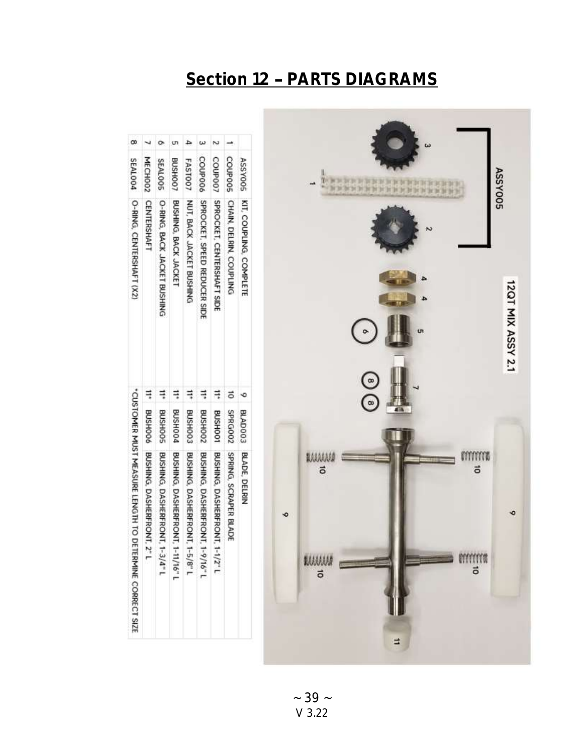# Section 12 – PARTS DIAGRAMS

12QT MIX ASSY 2.1

| | | |
|---|---|---|
| | ASSY005 | KIT, COUPLING, COMPLETE |
| 1 | COUP005 | CHAIN, DELRIN, COUPLING |
| 2 | COUP007 | SPROCKET, CENTERSHAFT SIDE |
| 3 | COUP006 | SPROCKET, SPEED REDUCER SIDE |
| 4 | FAST007 | NUT, BACK JACKET BUSHING |
| 5 | BUSH007 | BUSHING, BACK JACKET |
| 6 | SEAL005 | O-RING, BACK JACKET BUSHING |
| 7 | MECH002 | CENTERSHAFT |
| 8 | SEAL004 | O-RING, CENTERSHAFT (X2) |

| | | |
|---|---|---|
| 9 | BLAD003 | BLADE, DELRIN |
| 10 | SPRG002 | SPRING, SCRAPER BLADE |
| 11* | BUSH001 | BUSHING, DASHERFRONT, 1-1/2" L |
| 11* | BUSH002 | BUSHING, DASHERFRONT, 1-9/16" L |
| 11* | BUSH003 | BUSHING, DASHERFRONT, 1-5/8" L |
| 11* | BUSH004 | BUSHING, DASHERFRONT, 1-11/16" L |
| 11* | BUSH005 | BUSHING, DASHERFRONT, 1-3/4" L |
| 11* | BUSH006 | BUSHING, DASHERFRONT, 2" L |

*CUSTOMER MUST MEASURE LENGTH TO DETERMINE CORRECT SIZE

V 3.22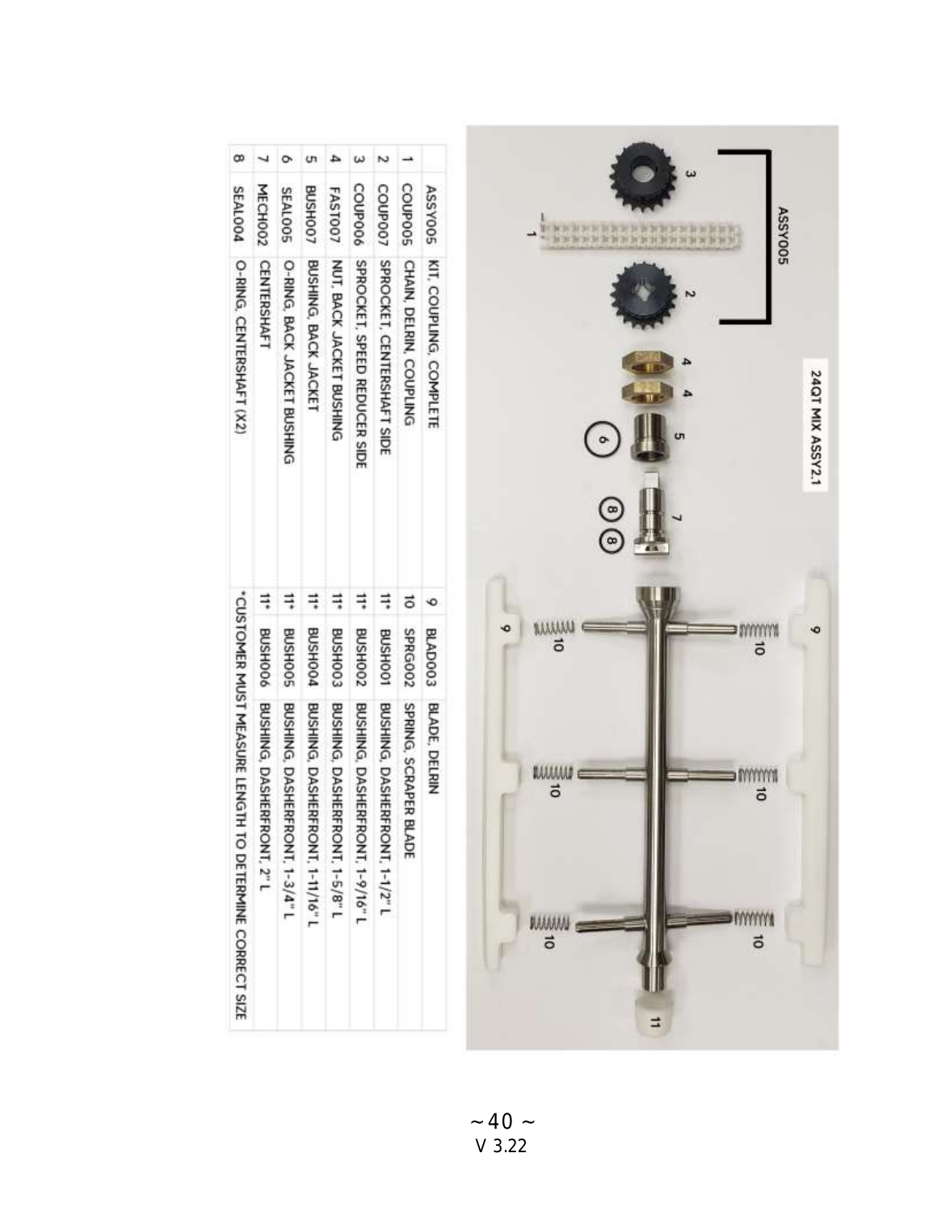24QT MIX ASSY2.1

|  | ASSY005 | KIT, COUPLING, COMPLETE |
|---|---|---|
| 1 | COUP005 | CHAIN, DELRIN, COUPLING |
| 2 | COUP007 | SPROCKET, CENTERSHAFT SIDE |
| 3 | COUP006 | SPROCKET, SPEED REDUCER SIDE |
| 4 | FAST007 | NUT, BACK JACKET BUSHING |
| 5 | BUSH007 | BUSHING, BACK JACKET |
| 6 | SEAL005 | O-RING, BACK JACKET BUSHING |
| 7 | MECH002 | CENTERSHAFT |
| 8 | SEAL004 | O-RING, CENTERSHAFT (X2) |

| | | |
|---|---|---|
| 9 | BLADE003 | BLADE, DELRIN |
| 10 | SPRG002 | SPRING, SCRAPER BLADE |
| 11* | BUSH001 | BUSHING, DASHERFRONT, 1-1/2" L |
| 11* | BUSH002 | BUSHING, DASHERFRONT, 1-9/16" L |
| 11* | BUSH003 | BUSHING, DASHERFRONT, 1-5/8" L |
| 11* | BUSH004 | BUSHING, DASHERFRONT, 1-11/16" L |
| 11* | BUSH005 | BUSHING, DASHERFRONT, 1-3/4" L |
| 11* | BUSH006 | BUSHING, DASHERFRONT, 2" L |

*CUSTOMER MUST MEASURE LENGTH TO DETERMINE CORRECT SIZE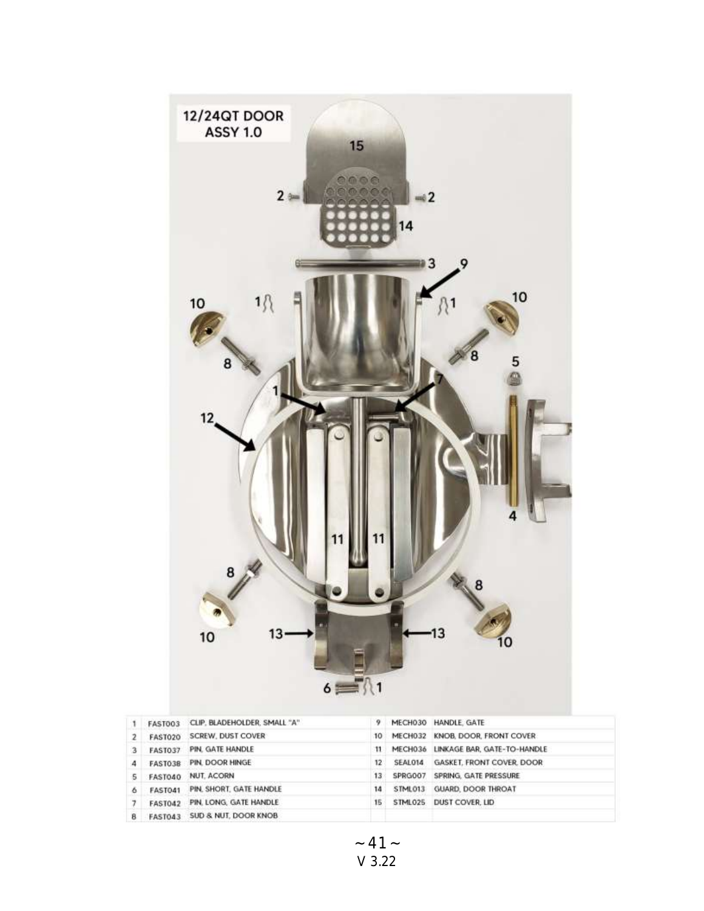## 12/24QT DOOR ASSY 1.0

| # | Part No. | Description | # | Part No. | Description |
|---|---|---|---|---|---|
| 1 | FAST003 | CLIP, BLADEHOLDER, SMALL "A" | 9 | MECH030 | HANDLE, GATE |
| 2 | FAST020 | SCREW, DUST COVER | 10 | MECH032 | KNOB, DOOR, FRONT COVER |
| 3 | FAST037 | PIN, GATE HANDLE | 11 | MECH036 | LINKAGE BAR, GATE-TO-HANDLE |
| 4 | FAST038 | PIN, DOOR HINGE | 12 | SEAL014 | GASKET, FRONT COVER, DOOR |
| 5 | FAST040 | NUT, ACORN | 13 | SPRG007 | SPRING, GATE PRESSURE |
| 6 | FAST041 | PIN, SHORT, GATE HANDLE | 14 | STML013 | GUARD, DOOR THROAT |
| 7 | FAST042 | PIN, LONG, GATE HANDLE | 15 | STML025 | DUST COVER, LID |
| 8 | FAST043 | SUD & NUT, DOOR KNOB | | | |

V 3.22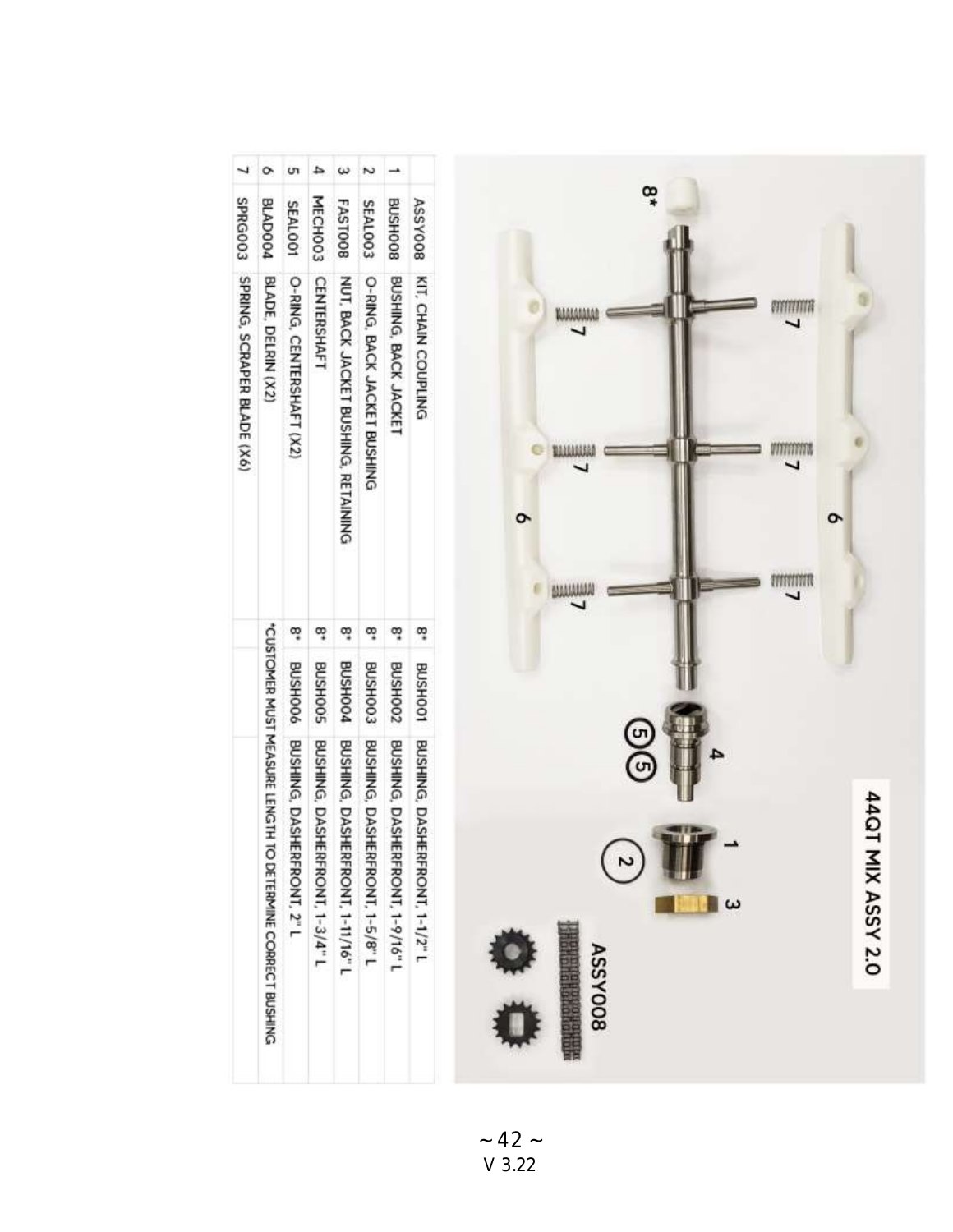# 44QT MIX ASSY 2.0

| | | | | | |
|---|---|---|---|---|---|
| | ASSY008 | KIT, CHAIN COUPLING | 8* | BUSH001 | BUSHING, DASHERFRONT, 1-1/2" L |
| 1 | BUSH008 | BUSHING, BACK JACKET | 8* | BUSH002 | BUSHING, DASHERFRONT, 1-9/16" L |
| 2 | SEAL003 | O-RING, BACK JACKET BUSHING | 8* | BUSH003 | BUSHING, DASHERFRONT, 1-5/8" L |
| 3 | FAST008 | NUT, BACK JACKET BUSHING, RETAINING | 8* | BUSH004 | BUSHING, DASHERFRONT, 1-11/16" L |
| 4 | MECH003 | CENTERSHAFT | 8* | BUSH005 | BUSHING, DASHERFRONT, 1-3/4" L |
| 5 | SEAL001 | O-RING, CENTERSHAFT (X2) | 8* | BUSH006 | BUSHING, DASHERFRONT, 2" L |
| 6 | BLAD004 | BLADE, DELRIN (X2) | *CUSTOMER MUST MEASURE LENGTH TO DETERMINE CORRECT BUSHING | | |
| 7 | SPRG003 | SPRING, SCRAPER BLADE (X6) | | | |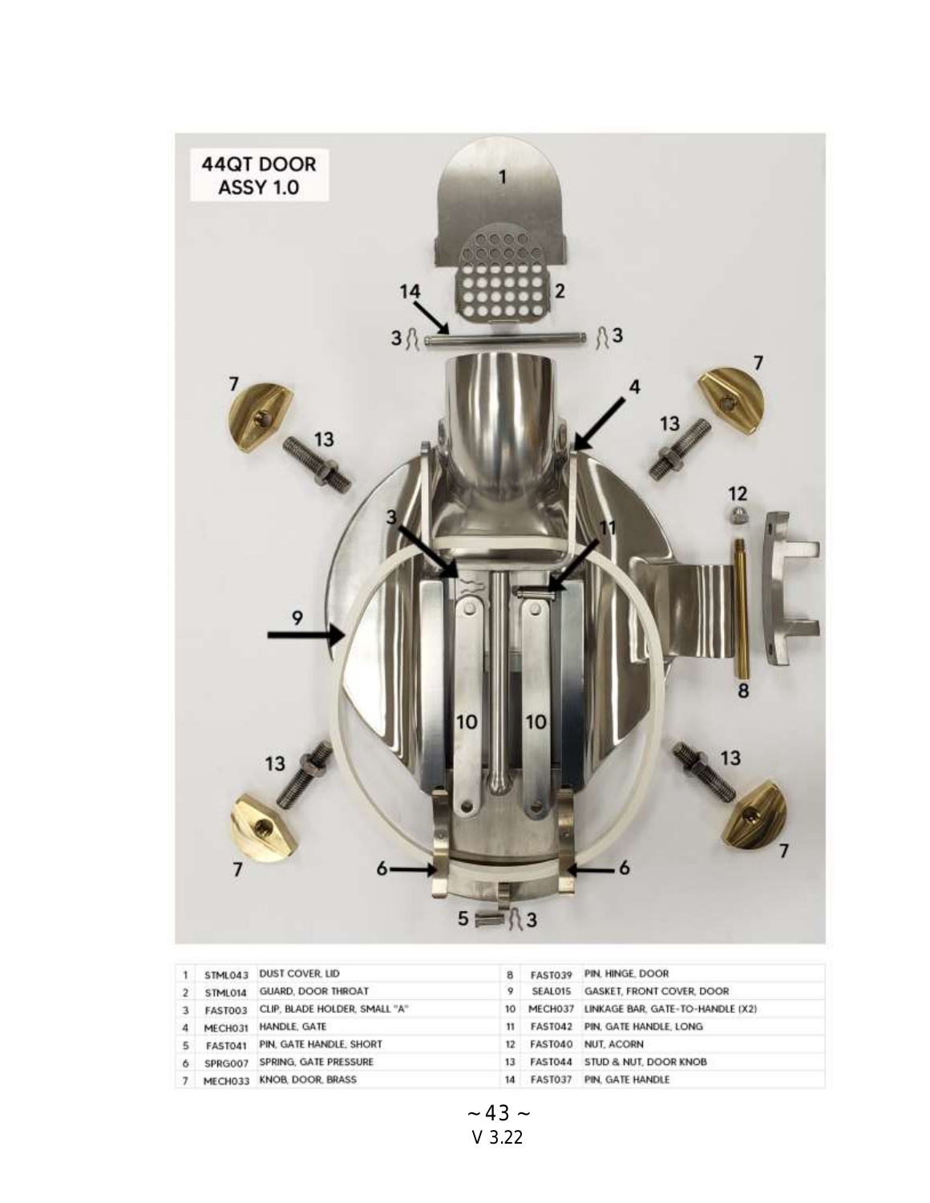# 44QT DOOR ASSY 1.0

| # | Part No. | Description | # | Part No. | Description |
|---|---|---|---|---|---|
| 1 | STML043 | DUST COVER, LID | 8 | FAST039 | PIN, HINGE, DOOR |
| 2 | STML014 | GUARD, DOOR THROAT | 9 | SEAL015 | GASKET, FRONT COVER, DOOR |
| 3 | FAST003 | CLIP, BLADE HOLDER, SMALL "A" | 10 | MECH037 | LINKAGE BAR, GATE-TO-HANDLE (X2) |
| 4 | MECH031 | HANDLE, GATE | 11 | FAST042 | PIN, GATE HANDLE, LONG |
| 5 | FAST041 | PIN, GATE HANDLE, SHORT | 12 | FAST040 | NUT, ACORN |
| 6 | SPRG007 | SPRING, GATE PRESSURE | 13 | FAST044 | STUD & NUT, DOOR KNOB |
| 7 | MECH033 | KNOB, DOOR, BRASS | 14 | FAST037 | PIN, GATE HANDLE |

V 3.22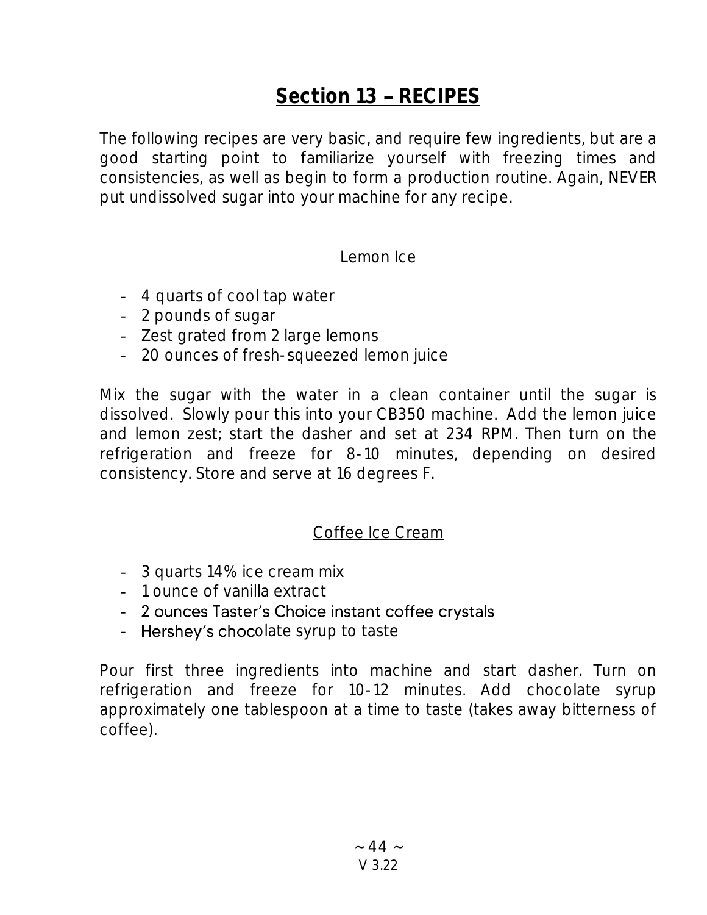# Section 13 – RECIPES

The following recipes are very basic, and require few ingredients, but are a good starting point to familiarize yourself with freezing times and consistencies, as well as begin to form a production routine. Again, NEVER put undissolved sugar into your machine for any recipe.

## Lemon Ice

- 4 quarts of cool tap water
- 2 pounds of sugar
- Zest grated from 2 large lemons
- 20 ounces of fresh-squeezed lemon juice

Mix the sugar with the water in a clean container until the sugar is dissolved. Slowly pour this into your CB350 machine. Add the lemon juice and lemon zest; start the dasher and set at 234 RPM. Then turn on the refrigeration and freeze for 8-10 minutes, depending on desired consistency. Store and serve at 16 degrees F.

## Coffee Ice Cream

- 3 quarts 14% ice cream mix
- 1 ounce of vanilla extract
- 2 ounces Taster's Choice instant coffee crystals
- Hershey's chocolate syrup to taste

Pour first three ingredients into machine and start dasher. Turn on refrigeration and freeze for 10-12 minutes. Add chocolate syrup approximately one tablespoon at a time to taste (takes away bitterness of coffee).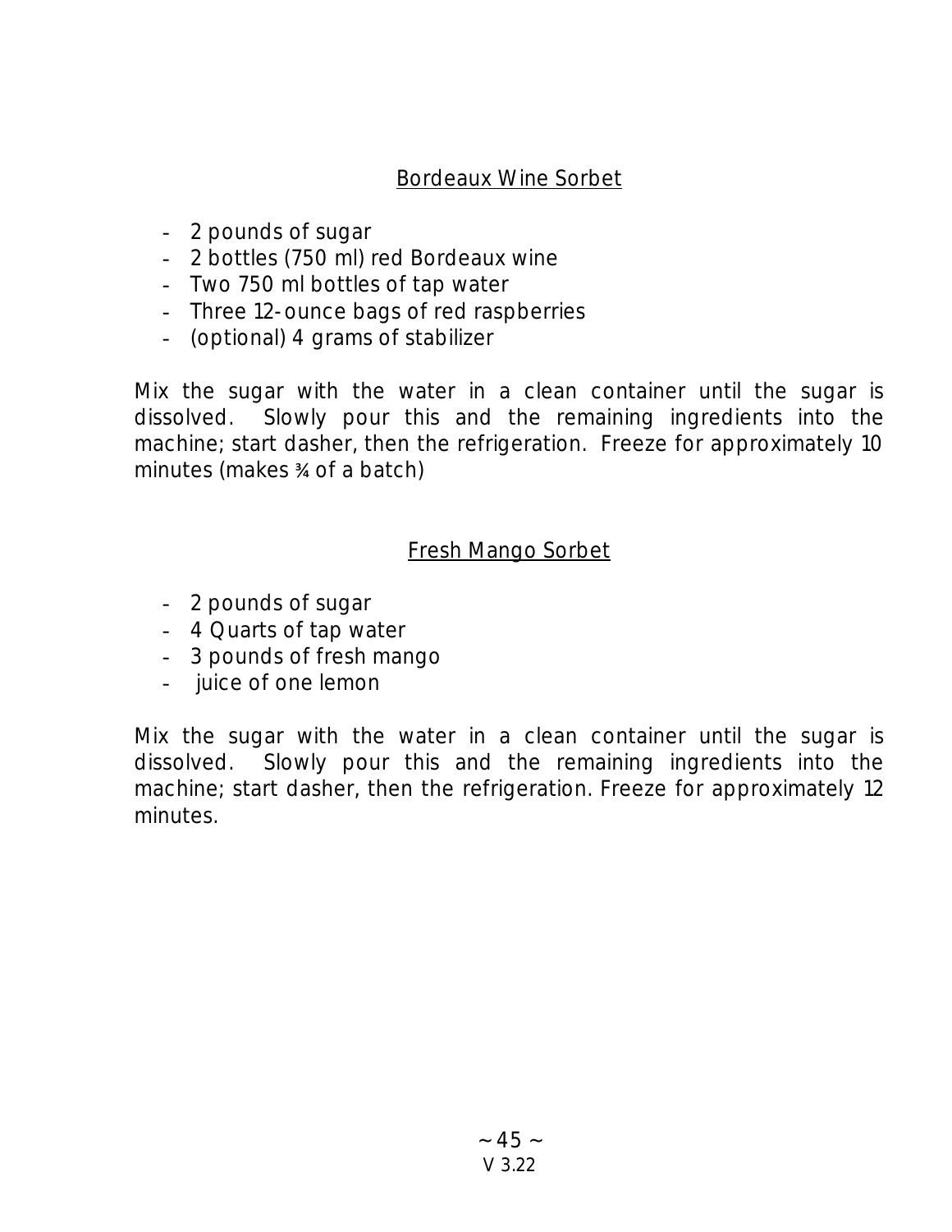## Bordeaux Wine Sorbet

- 2 pounds of sugar
- 2 bottles (750 ml) red Bordeaux wine
- Two 750 ml bottles of tap water
- Three 12-ounce bags of red raspberries
- (optional) 4 grams of stabilizer

Mix the sugar with the water in a clean container until the sugar is dissolved. Slowly pour this and the remaining ingredients into the machine; start dasher, then the refrigeration. Freeze for approximately 10 minutes (makes ¾ of a batch)

## Fresh Mango Sorbet

- 2 pounds of sugar
- 4 Quarts of tap water
- 3 pounds of fresh mango
- juice of one lemon

Mix the sugar with the water in a clean container until the sugar is dissolved. Slowly pour this and the remaining ingredients into the machine; start dasher, then the refrigeration. Freeze for approximately 12 minutes.